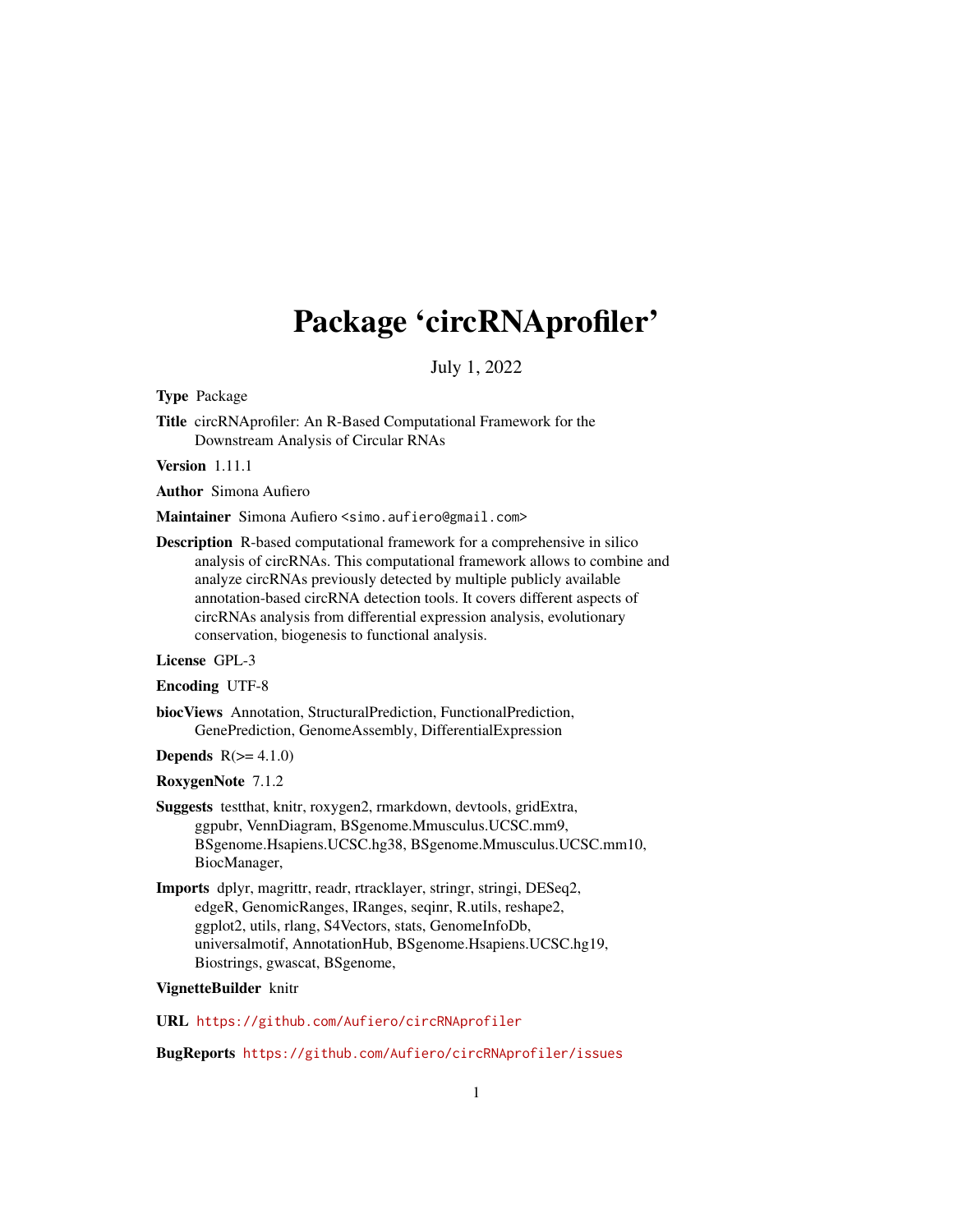# Package 'circRNAprofiler'

July 1, 2022

**Type** Package

**Title** circRNAprofiler: An R-Based Computational Framework for the Downstream Analysis of Circular RNAs

**Version** 1.11.1

**Author** Simona Aufiero

**Maintainer** Simona Aufiero <simo.aufiero@gmail.com>

**Description** R-based computational framework for a comprehensive in silico analysis of circRNAs. This computational framework allows to combine and analyze circRNAs previously detected by multiple publicly available annotation-based circRNA detection tools. It covers different aspects of circRNAs analysis from differential expression analysis, evolutionary conservation, biogenesis to functional analysis.

**License** GPL-3

**Encoding** UTF-8

**biocViews** Annotation, StructuralPrediction, FunctionalPrediction, GenePrediction, GenomeAssembly, DifferentialExpression

**Depends** R(>= 4.1.0)

**RoxygenNote** 7.1.2

**Suggests** testthat, knitr, roxygen2, rmarkdown, devtools, gridExtra, ggpubr, VennDiagram, BSgenome.Mmusculus.UCSC.mm9, BSgenome.Hsapiens.UCSC.hg38, BSgenome.Mmusculus.UCSC.mm10, BiocManager,

**Imports** dplyr, magrittr, readr, rtracklayer, stringr, stringi, DESeq2, edgeR, GenomicRanges, IRanges, seqinr, R.utils, reshape2, ggplot2, utils, rlang, S4Vectors, stats, GenomeInfoDb, universalmotif, AnnotationHub, BSgenome.Hsapiens.UCSC.hg19, Biostrings, gwascat, BSgenome,

**VignetteBuilder** knitr

**URL** https://github.com/Aufiero/circRNAprofiler

**BugReports** https://github.com/Aufiero/circRNAprofiler/issues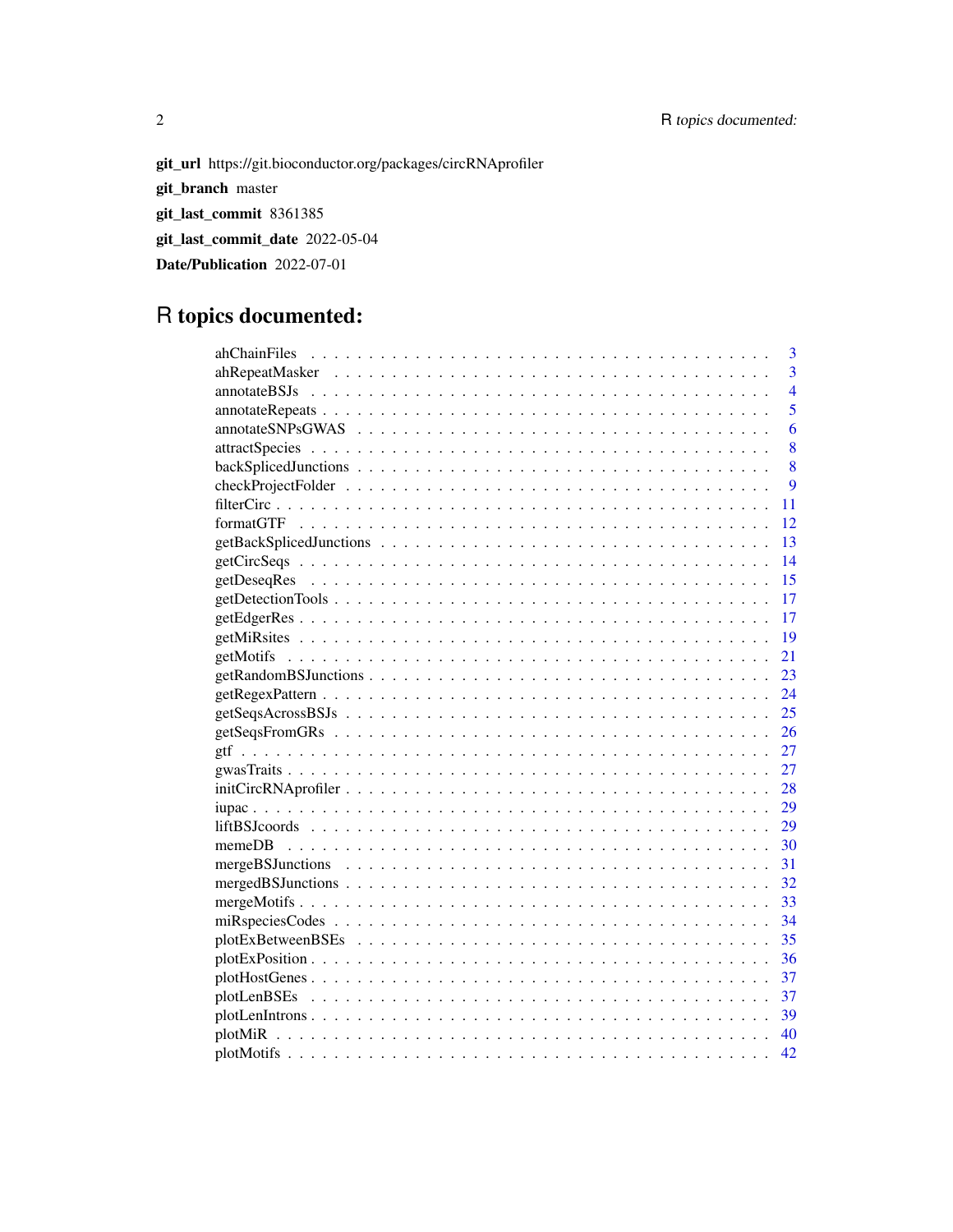**git_url** https://git.bioconductor.org/packages/circRNAprofiler

**git_branch** master

**git_last_commit** 8361385

**git_last_commit_date** 2022-05-04

**Date/Publication** 2022-07-01

# R topics documented:

| | |
|---|---|
| ahChainFiles | 3 |
| ahRepeatMasker | 3 |
| annotateBSJs | 4 |
| annotateRepeats | 5 |
| annotateSNPsGWAS | 6 |
| attractSpecies | 8 |
| backSplicedJunctions | 8 |
| checkProjectFolder | 9 |
| filterCirc | 11 |
| formatGTF | 12 |
| getBackSplicedJunctions | 13 |
| getCircSeqs | 14 |
| getDeseqRes | 15 |
| getDetectionTools | 17 |
| getEdgerRes | 17 |
| getMiRsites | 19 |
| getMotifs | 21 |
| getRandomBSJunctions | 23 |
| getRegexPattern | 24 |
| getSeqsAcrossBSJs | 25 |
| getSeqsFromGRs | 26 |
| gtf | 27 |
| gwasTraits | 27 |
| initCircRNAprofiler | 28 |
| iupac | 29 |
| liftBSJcoords | 29 |
| memeDB | 30 |
| mergeBSJunctions | 31 |
| mergedBSJunctions | 32 |
| mergeMotifs | 33 |
| miRspeciesCodes | 34 |
| plotExBetweenBSEs | 35 |
| plotExPosition | 36 |
| plotHostGenes | 37 |
| plotLenBSEs | 37 |
| plotLenIntrons | 39 |
| plotMiR | 40 |
| plotMotifs | 42 |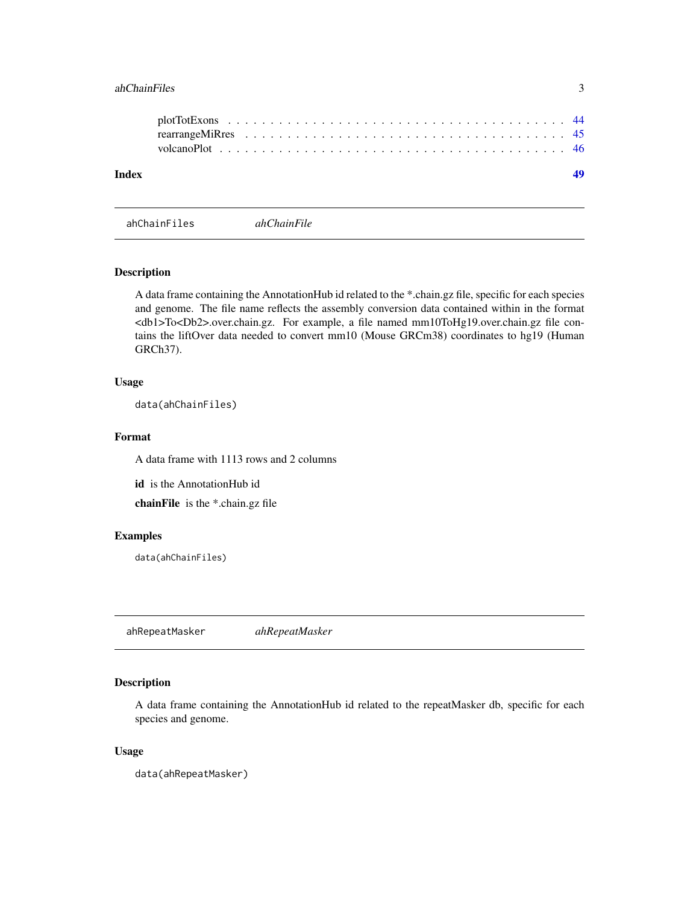plotTotExons . . . . . . . . . . . . . . . . . . . . . . . . . . . . . . . . . . . . . 44
rearrangeMiRres . . . . . . . . . . . . . . . . . . . . . . . . . . . . . . . . . . . . 45
volcanoPlot . . . . . . . . . . . . . . . . . . . . . . . . . . . . . . . . . . . . . . 46

**Index** **49**

---

## ahChainFiles *ahChainFile*

### Description

A data frame containing the AnnotationHub id related to the *.chain.gz file, specific for each species and genome. The file name reflects the assembly conversion data contained within in the format <db1>To<Db2>.over.chain.gz. For example, a file named mm10ToHg19.over.chain.gz file contains the liftOver data needed to convert mm10 (Mouse GRCm38) coordinates to hg19 (Human GRCh37).

### Usage

```
data(ahChainFiles)
```

### Format

A data frame with 1113 rows and 2 columns

**id** is the AnnotationHub id

**chainFile** is the *.chain.gz file

### Examples

```
data(ahChainFiles)
```

---

## ahRepeatMasker *ahRepeatMasker*

### Description

A data frame containing the AnnotationHub id related to the repeatMasker db, specific for each species and genome.

### Usage

```
data(ahRepeatMasker)
```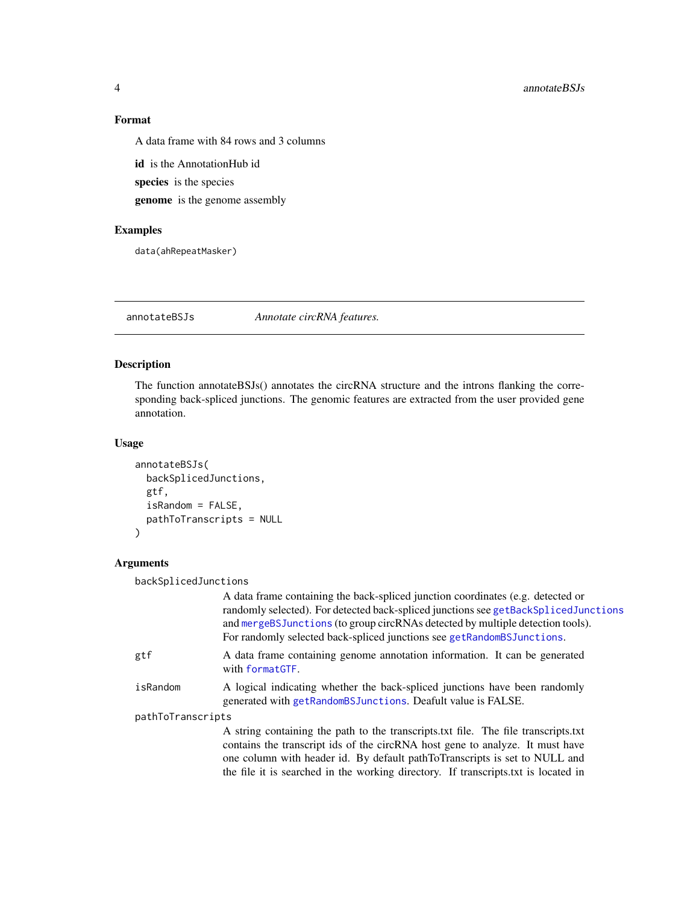### Format

A data frame with 84 rows and 3 columns

**id** is the AnnotationHub id

**species** is the species

**genome** is the genome assembly

### Examples

```
data(ahRepeatMasker)
```

---

## annotateBSJs — *Annotate circRNA features.*

---

### Description

The function annotateBSJs() annotates the circRNA structure and the introns flanking the corresponding back-spliced junctions. The genomic features are extracted from the user provided gene annotation.

### Usage

```
annotateBSJs(
  backSplicedJunctions,
  gtf,
  isRandom = FALSE,
  pathToTranscripts = NULL
)
```

### Arguments

`backSplicedJunctions`
: A data frame containing the back-spliced junction coordinates (e.g. detected or randomly selected). For detected back-spliced junctions see `getBackSplicedJunctions` and `mergeBSJunctions` (to group circRNAs detected by multiple detection tools). For randomly selected back-spliced junctions see `getRandomBSJunctions`.

`gtf`
: A data frame containing genome annotation information. It can be generated with `formatGTF`.

`isRandom`
: A logical indicating whether the back-spliced junctions have been randomly generated with `getRandomBSJunctions`. Deafult value is FALSE.

`pathToTranscripts`
: A string containing the path to the transcripts.txt file. The file transcripts.txt contains the transcript ids of the circRNA host gene to analyze. It must have one column with header id. By default pathToTranscripts is set to NULL and the file it is searched in the working directory. If transcripts.txt is located in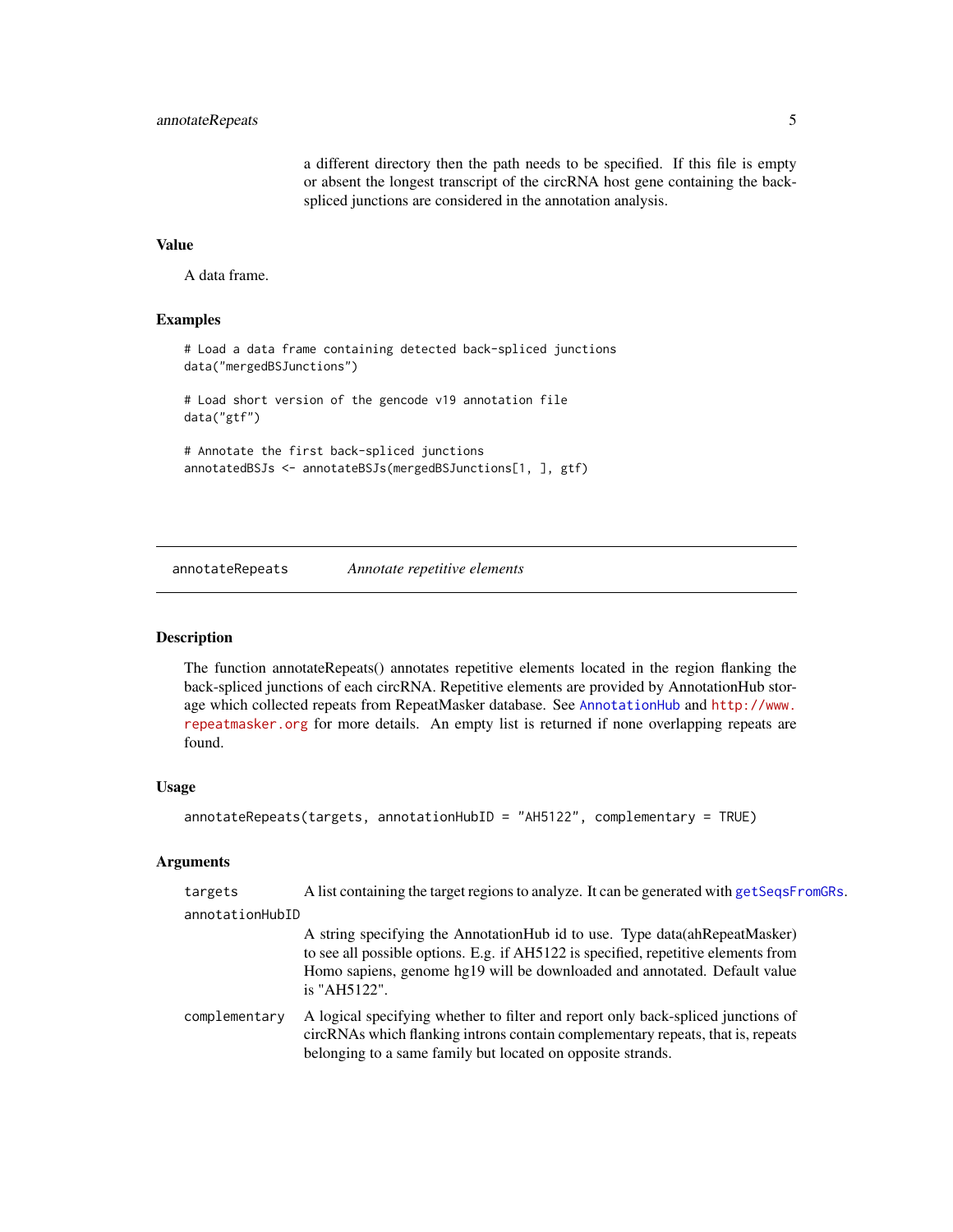a different directory then the path needs to be specified. If this file is empty or absent the longest transcript of the circRNA host gene containing the back-spliced junctions are considered in the annotation analysis.

### Value

A data frame.

### Examples

```
# Load a data frame containing detected back-spliced junctions
data("mergedBSJunctions")

# Load short version of the gencode v19 annotation file
data("gtf")

# Annotate the first back-spliced junctions
annotatedBSJs <- annotateBSJs(mergedBSJunctions[1, ], gtf)
```

---

## annotateRepeats &nbsp;&nbsp;&nbsp;&nbsp; *Annotate repetitive elements*

---

### Description

The function annotateRepeats() annotates repetitive elements located in the region flanking the back-spliced junctions of each circRNA. Repetitive elements are provided by AnnotationHub storage which collected repeats from RepeatMasker database. See AnnotationHub and http://www.repeatmasker.org for more details. An empty list is returned if none overlapping repeats are found.

### Usage

```
annotateRepeats(targets, annotationHubID = "AH5122", complementary = TRUE)
```

### Arguments

- `targets` — A list containing the target regions to analyze. It can be generated with getSeqsFromGRs.
- `annotationHubID` — A string specifying the AnnotationHub id to use. Type data(ahRepeatMasker) to see all possible options. E.g. if AH5122 is specified, repetitive elements from Homo sapiens, genome hg19 will be downloaded and annotated. Default value is "AH5122".
- `complementary` — A logical specifying whether to filter and report only back-spliced junctions of circRNAs which flanking introns contain complementary repeats, that is, repeats belonging to a same family but located on opposite strands.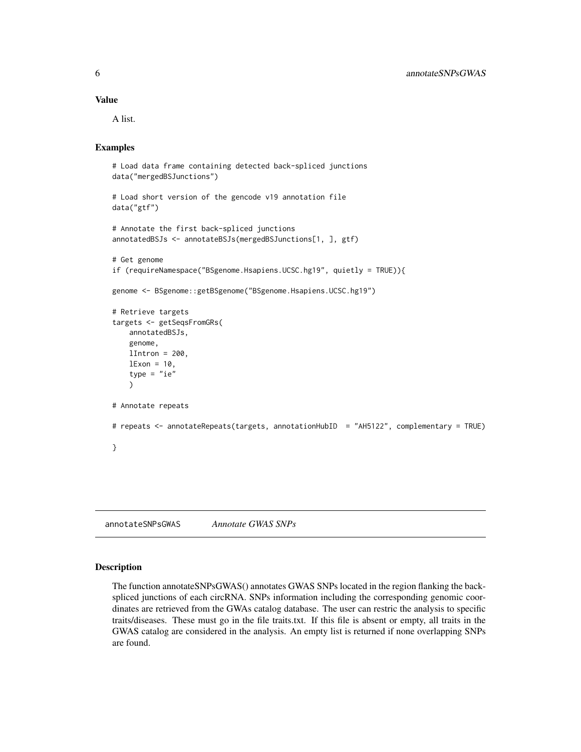## Value

A list.

## Examples

```
# Load data frame containing detected back-spliced junctions
data("mergedBSJunctions")

# Load short version of the gencode v19 annotation file
data("gtf")

# Annotate the first back-spliced junctions
annotatedBSJs <- annotateBSJs(mergedBSJunctions[1, ], gtf)

# Get genome
if (requireNamespace("BSgenome.Hsapiens.UCSC.hg19", quietly = TRUE)){

genome <- BSgenome::getBSgenome("BSgenome.Hsapiens.UCSC.hg19")

# Retrieve targets
targets <- getSeqsFromGRs(
    annotatedBSJs,
    genome,
    lIntron = 200,
    lExon = 10,
    type = "ie"
    )

# Annotate repeats

# repeats <- annotateRepeats(targets, annotationHubID  = "AH5122", complementary = TRUE)

}
```

---

# annotateSNPsGWAS    *Annotate GWAS SNPs*

## Description

The function annotateSNPsGWAS() annotates GWAS SNPs located in the region flanking the back-spliced junctions of each circRNA. SNPs information including the corresponding genomic coordinates are retrieved from the GWAs catalog database. The user can restric the analysis to specific traits/diseases. These must go in the file traits.txt. If this file is absent or empty, all traits in the GWAS catalog are considered in the analysis. An empty list is returned if none overlapping SNPs are found.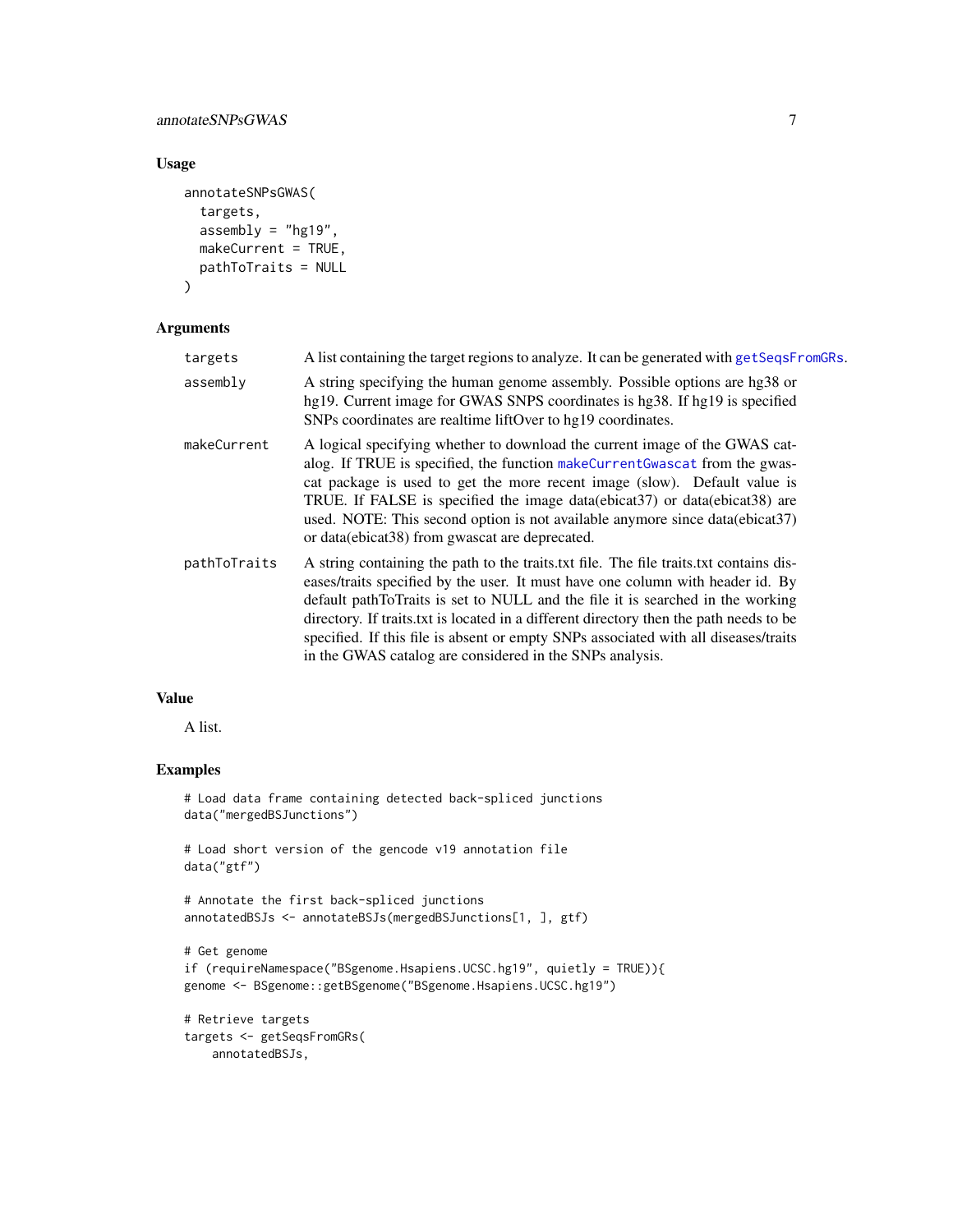## Usage

```
annotateSNPsGWAS(
  targets,
  assembly = "hg19",
  makeCurrent = TRUE,
  pathToTraits = NULL
)
```

## Arguments

| | |
|---|---|
| targets | A list containing the target regions to analyze. It can be generated with getSeqsFromGRs. |
| assembly | A string specifying the human genome assembly. Possible options are hg38 or hg19. Current image for GWAS SNPS coordinates is hg38. If hg19 is specified SNPs coordinates are realtime liftOver to hg19 coordinates. |
| makeCurrent | A logical specifying whether to download the current image of the GWAS catalog. If TRUE is specified, the function makeCurrentGwascat from the gwascat package is used to get the more recent image (slow). Default value is TRUE. If FALSE is specified the image data(ebicat37) or data(ebicat38) are used. NOTE: This second option is not available anymore since data(ebicat37) or data(ebicat38) from gwascat are deprecated. |
| pathToTraits | A string containing the path to the traits.txt file. The file traits.txt contains diseases/traits specified by the user. It must have one column with header id. By default pathToTraits is set to NULL and the file it is searched in the working directory. If traits.txt is located in a different directory then the path needs to be specified. If this file is absent or empty SNPs associated with all diseases/traits in the GWAS catalog are considered in the SNPs analysis. |

## Value

A list.

## Examples

```
# Load data frame containing detected back-spliced junctions
data("mergedBSJunctions")

# Load short version of the gencode v19 annotation file
data("gtf")

# Annotate the first back-spliced junctions
annotatedBSJs <- annotateBSJs(mergedBSJunctions[1, ], gtf)

# Get genome
if (requireNamespace("BSgenome.Hsapiens.UCSC.hg19", quietly = TRUE)){
genome <- BSgenome::getBSgenome("BSgenome.Hsapiens.UCSC.hg19")

# Retrieve targets
targets <- getSeqsFromGRs(
    annotatedBSJs,
```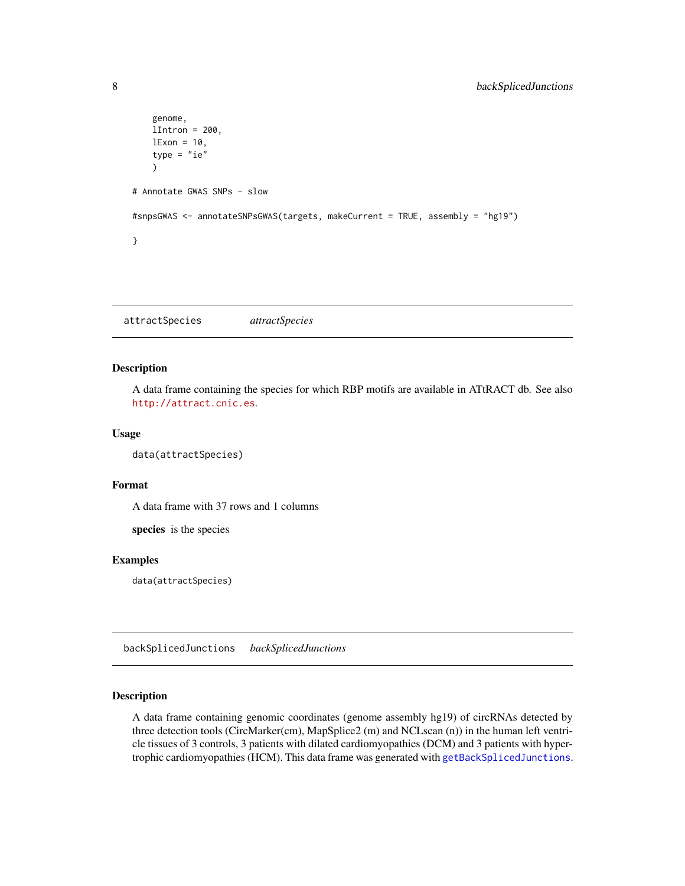```
    genome,
    lIntron = 200,
    lExon = 10,
    type = "ie"
    )

# Annotate GWAS SNPs - slow

#snpsGWAS <- annotateSNPsGWAS(targets, makeCurrent = TRUE, assembly = "hg19")

}
```

## attractSpecies *attractSpecies*

### Description

A data frame containing the species for which RBP motifs are available in ATtRACT db. See also http://attract.cnic.es.

### Usage

```
data(attractSpecies)
```

### Format

A data frame with 37 rows and 1 columns

**species** is the species

### Examples

```
data(attractSpecies)
```

## backSplicedJunctions *backSplicedJunctions*

### Description

A data frame containing genomic coordinates (genome assembly hg19) of circRNAs detected by three detection tools (CircMarker(cm), MapSplice2 (m) and NCLscan (n)) in the human left ventricle tissues of 3 controls, 3 patients with dilated cardiomyopathies (DCM) and 3 patients with hypertrophic cardiomyopathies (HCM). This data frame was generated with getBackSplicedJunctions.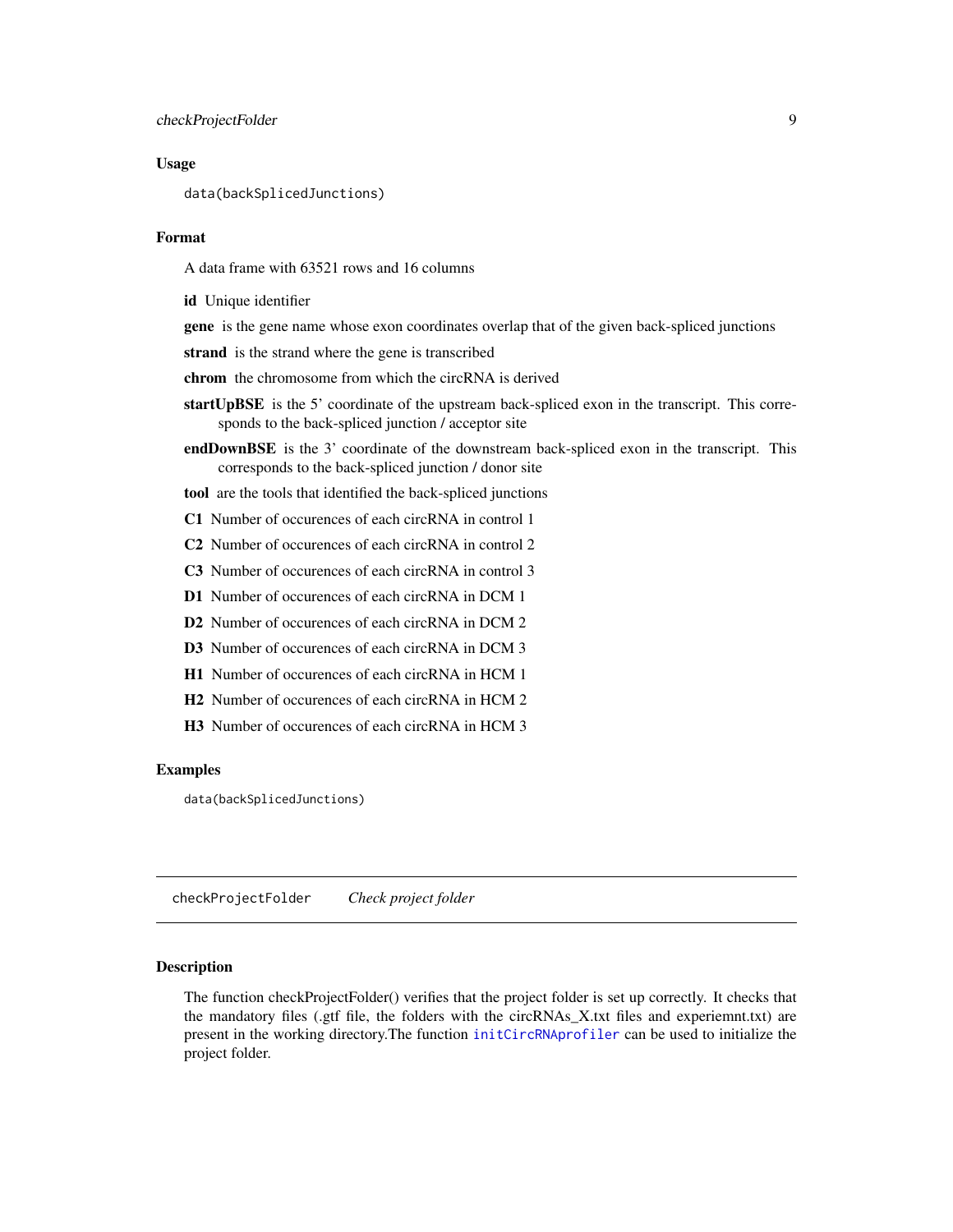## Usage

```
data(backSplicedJunctions)
```

## Format

A data frame with 63521 rows and 16 columns

**id** Unique identifier

**gene** is the gene name whose exon coordinates overlap that of the given back-spliced junctions

**strand** is the strand where the gene is transcribed

**chrom** the chromosome from which the circRNA is derived

**startUpBSE** is the 5' coordinate of the upstream back-spliced exon in the transcript. This corresponds to the back-spliced junction / acceptor site

**endDownBSE** is the 3' coordinate of the downstream back-spliced exon in the transcript. This corresponds to the back-spliced junction / donor site

**tool** are the tools that identified the back-spliced junctions

**C1** Number of occurences of each circRNA in control 1

**C2** Number of occurences of each circRNA in control 2

**C3** Number of occurences of each circRNA in control 3

**D1** Number of occurences of each circRNA in DCM 1

**D2** Number of occurences of each circRNA in DCM 2

**D3** Number of occurences of each circRNA in DCM 3

**H1** Number of occurences of each circRNA in HCM 1

**H2** Number of occurences of each circRNA in HCM 2

**H3** Number of occurences of each circRNA in HCM 3

## Examples

```
data(backSplicedJunctions)
```

---

# checkProjectFolder *Check project folder*

## Description

The function checkProjectFolder() verifies that the project folder is set up correctly. It checks that the mandatory files (.gtf file, the folders with the circRNAs_X.txt files and experiemnt.txt) are present in the working directory.The function initCircRNAprofiler can be used to initialize the project folder.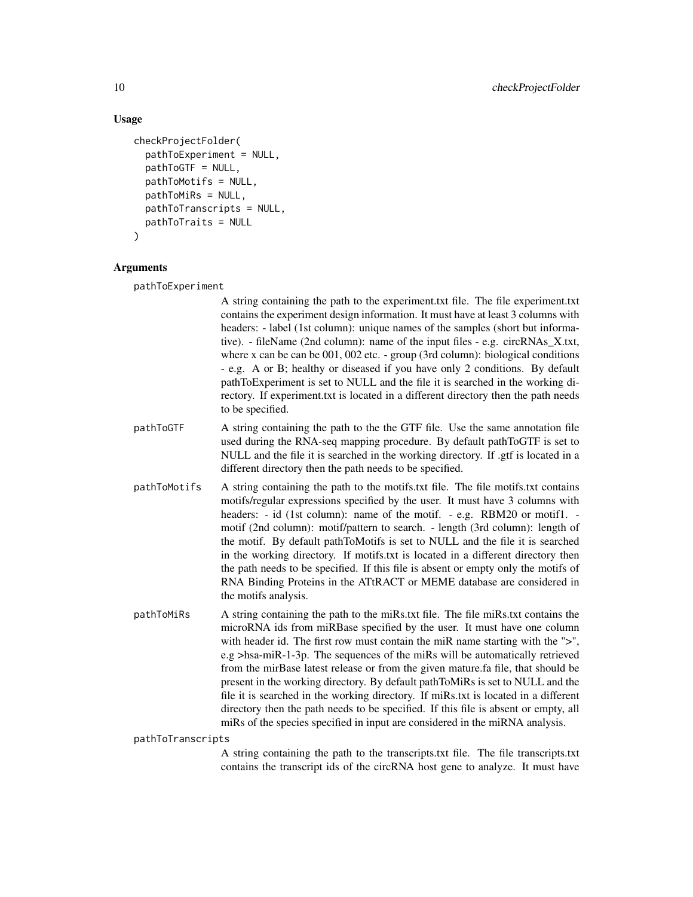## Usage

```
checkProjectFolder(
  pathToExperiment = NULL,
  pathToGTF = NULL,
  pathToMotifs = NULL,
  pathToMiRs = NULL,
  pathToTranscripts = NULL,
  pathToTraits = NULL
)
```

## Arguments

`pathToExperiment`

A string containing the path to the experiment.txt file. The file experiment.txt contains the experiment design information. It must have at least 3 columns with headers: - label (1st column): unique names of the samples (short but informative). - fileName (2nd column): name of the input files - e.g. circRNAs_X.txt, where x can be can be 001, 002 etc. - group (3rd column): biological conditions - e.g. A or B; healthy or diseased if you have only 2 conditions. By default pathToExperiment is set to NULL and the file it is searched in the working directory. If experiment.txt is located in a different directory then the path needs to be specified.

`pathToGTF`

A string containing the path to the the GTF file. Use the same annotation file used during the RNA-seq mapping procedure. By default pathToGTF is set to NULL and the file it is searched in the working directory. If .gtf is located in a different directory then the path needs to be specified.

`pathToMotifs`

A string containing the path to the motifs.txt file. The file motifs.txt contains motifs/regular expressions specified by the user. It must have 3 columns with headers: - id (1st column): name of the motif. - e.g. RBM20 or motif1. - motif (2nd column): motif/pattern to search. - length (3rd column): length of the motif. By default pathToMotifs is set to NULL and the file it is searched in the working directory. If motifs.txt is located in a different directory then the path needs to be specified. If this file is absent or empty only the motifs of RNA Binding Proteins in the ATtRACT or MEME database are considered in the motifs analysis.

`pathToMiRs`

A string containing the path to the miRs.txt file. The file miRs.txt contains the microRNA ids from miRBase specified by the user. It must have one column with header id. The first row must contain the miR name starting with the ">", e.g >hsa-miR-1-3p. The sequences of the miRs will be automatically retrieved from the mirBase latest release or from the given mature.fa file, that should be present in the working directory. By default pathToMiRs is set to NULL and the file it is searched in the working directory. If miRs.txt is located in a different directory then the path needs to be specified. If this file is absent or empty, all miRs of the species specified in input are considered in the miRNA analysis.

`pathToTranscripts`

A string containing the path to the transcripts.txt file. The file transcripts.txt contains the transcript ids of the circRNA host gene to analyze. It must have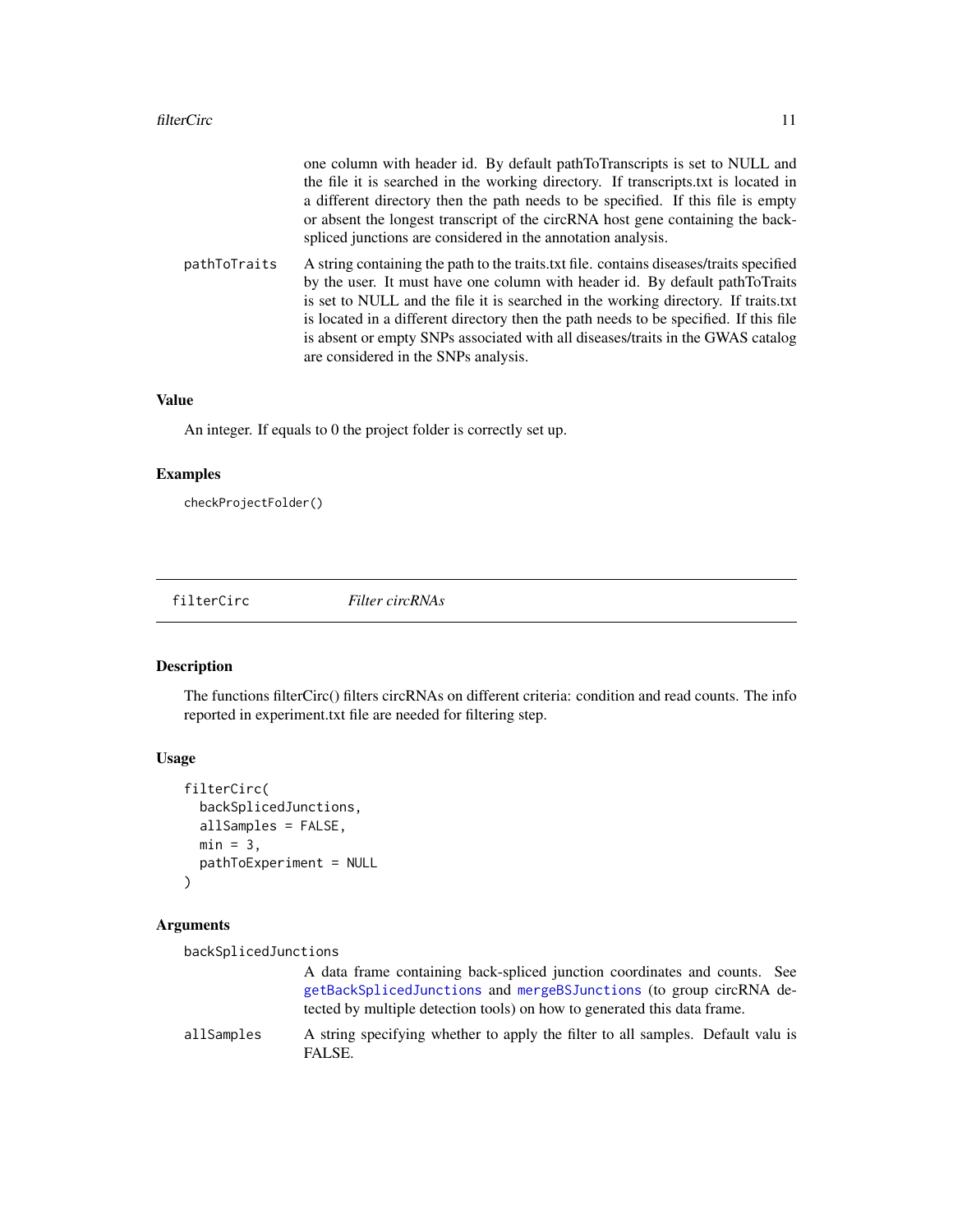one column with header id. By default pathToTranscripts is set to NULL and the file it is searched in the working directory. If transcripts.txt is located in a different directory then the path needs to be specified. If this file is empty or absent the longest transcript of the circRNA host gene containing the back-spliced junctions are considered in the annotation analysis.

`pathToTraits` A string containing the path to the traits.txt file. contains diseases/traits specified by the user. It must have one column with header id. By default pathToTraits is set to NULL and the file it is searched in the working directory. If traits.txt is located in a different directory then the path needs to be specified. If this file is absent or empty SNPs associated with all diseases/traits in the GWAS catalog are considered in the SNPs analysis.

### Value

An integer. If equals to 0 the project folder is correctly set up.

### Examples

```
checkProjectFolder()
```

---

## filterCirc *Filter circRNAs*

---

### Description

The functions filterCirc() filters circRNAs on different criteria: condition and read counts. The info reported in experiment.txt file are needed for filtering step.

### Usage

```
filterCirc(
  backSplicedJunctions,
  allSamples = FALSE,
  min = 3,
  pathToExperiment = NULL
)
```

### Arguments

`backSplicedJunctions`
A data frame containing back-spliced junction coordinates and counts. See getBackSplicedJunctions and mergeBSJunctions (to group circRNA detected by multiple detection tools) on how to generated this data frame.

`allSamples` A string specifying whether to apply the filter to all samples. Default valu is FALSE.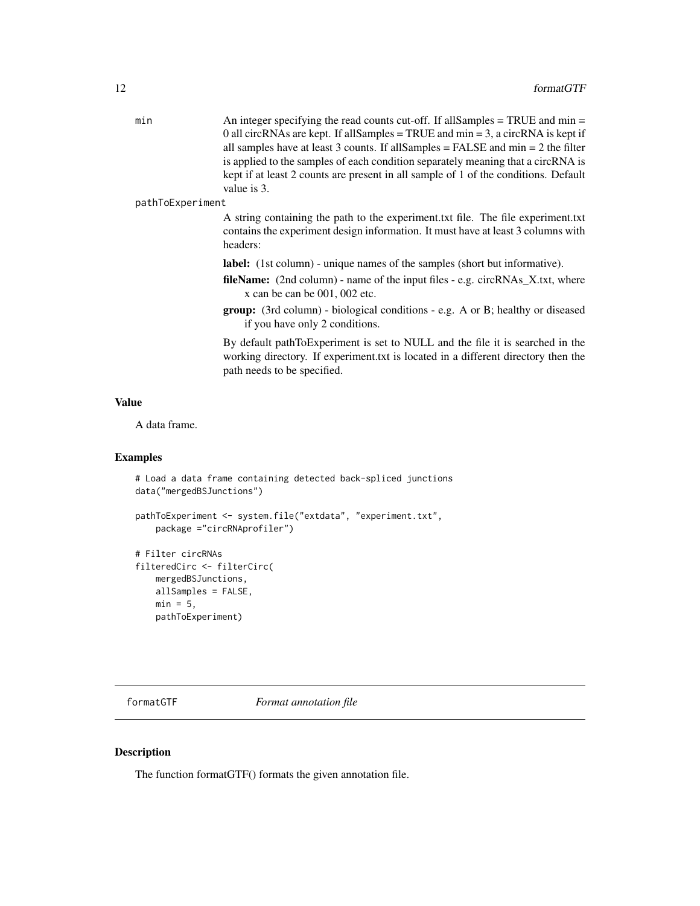min
: An integer specifying the read counts cut-off. If allSamples = TRUE and min = 0 all circRNAs are kept. If allSamples = TRUE and min = 3, a circRNA is kept if all samples have at least 3 counts. If allSamples = FALSE and min = 2 the filter is applied to the samples of each condition separately meaning that a circRNA is kept if at least 2 counts are present in all sample of 1 of the conditions. Default value is 3.

pathToExperiment
: A string containing the path to the experiment.txt file. The file experiment.txt contains the experiment design information. It must have at least 3 columns with headers:

  **label:** (1st column) - unique names of the samples (short but informative).

  **fileName:** (2nd column) - name of the input files - e.g. circRNAs_X.txt, where x can be can be 001, 002 etc.

  **group:** (3rd column) - biological conditions - e.g. A or B; healthy or diseased if you have only 2 conditions.

  By default pathToExperiment is set to NULL and the file it is searched in the working directory. If experiment.txt is located in a different directory then the path needs to be specified.

## Value

A data frame.

## Examples

```
# Load a data frame containing detected back-spliced junctions
data("mergedBSJunctions")

pathToExperiment <- system.file("extdata", "experiment.txt",
    package ="circRNAprofiler")

# Filter circRNAs
filteredCirc <- filterCirc(
    mergedBSJunctions,
    allSamples = FALSE,
    min = 5,
    pathToExperiment)
```

---

# formatGTF *Format annotation file*

## Description

The function formatGTF() formats the given annotation file.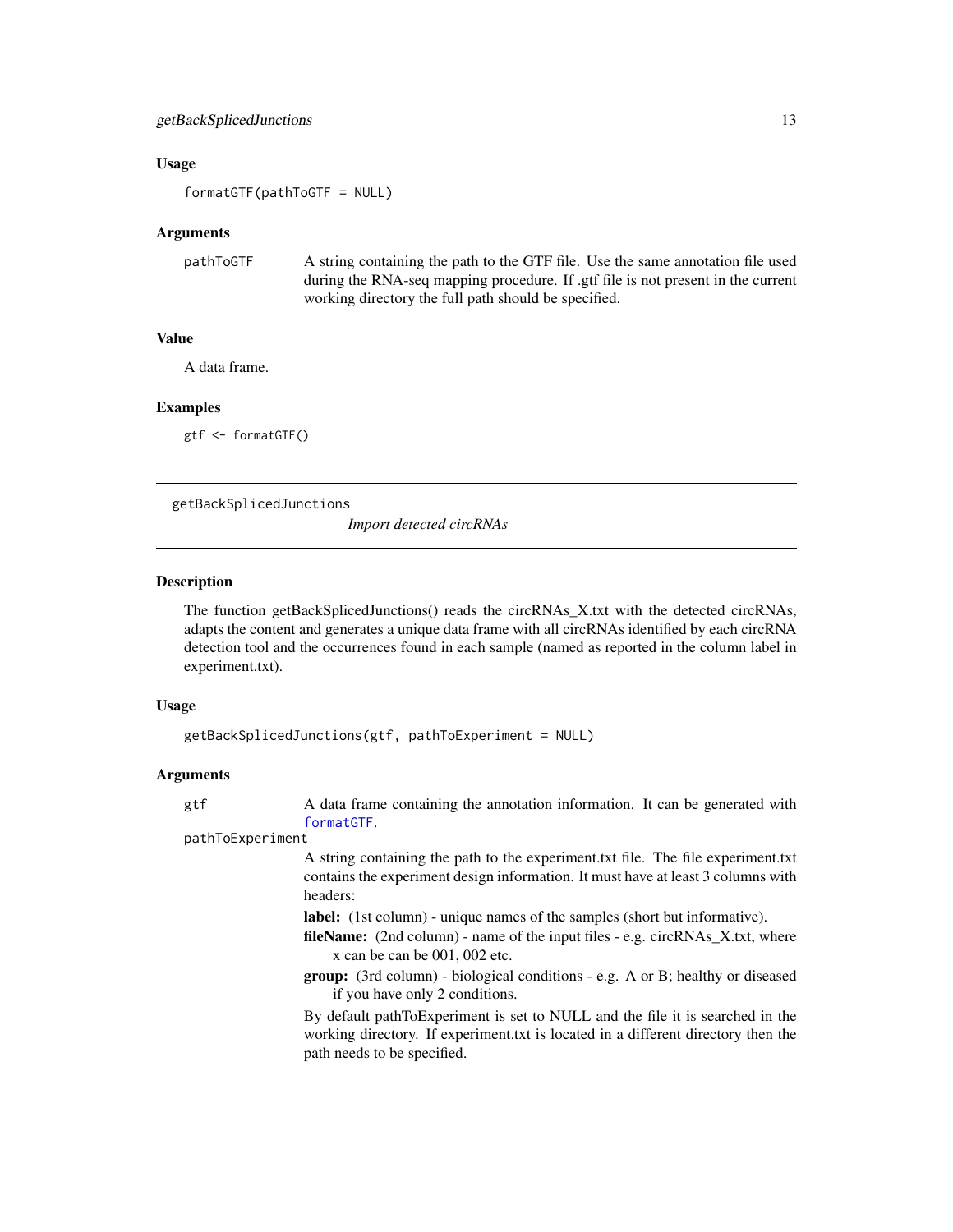### Usage

```
formatGTF(pathToGTF = NULL)
```

### Arguments

pathToGTF — A string containing the path to the GTF file. Use the same annotation file used during the RNA-seq mapping procedure. If .gtf file is not present in the current working directory the full path should be specified.

### Value

A data frame.

### Examples

```
gtf <- formatGTF()
```

---

## getBackSplicedJunctions — *Import detected circRNAs*

---

### Description

The function getBackSplicedJunctions() reads the circRNAs_X.txt with the detected circRNAs, adapts the content and generates a unique data frame with all circRNAs identified by each circRNA detection tool and the occurrences found in each sample (named as reported in the column label in experiment.txt).

### Usage

```
getBackSplicedJunctions(gtf, pathToExperiment = NULL)
```

### Arguments

gtf — A data frame containing the annotation information. It can be generated with formatGTF.

pathToExperiment — A string containing the path to the experiment.txt file. The file experiment.txt contains the experiment design information. It must have at least 3 columns with headers:

- **label:** (1st column) - unique names of the samples (short but informative).
- **fileName:** (2nd column) - name of the input files - e.g. circRNAs_X.txt, where x can be can be 001, 002 etc.
- **group:** (3rd column) - biological conditions - e.g. A or B; healthy or diseased if you have only 2 conditions.

By default pathToExperiment is set to NULL and the file it is searched in the working directory. If experiment.txt is located in a different directory then the path needs to be specified.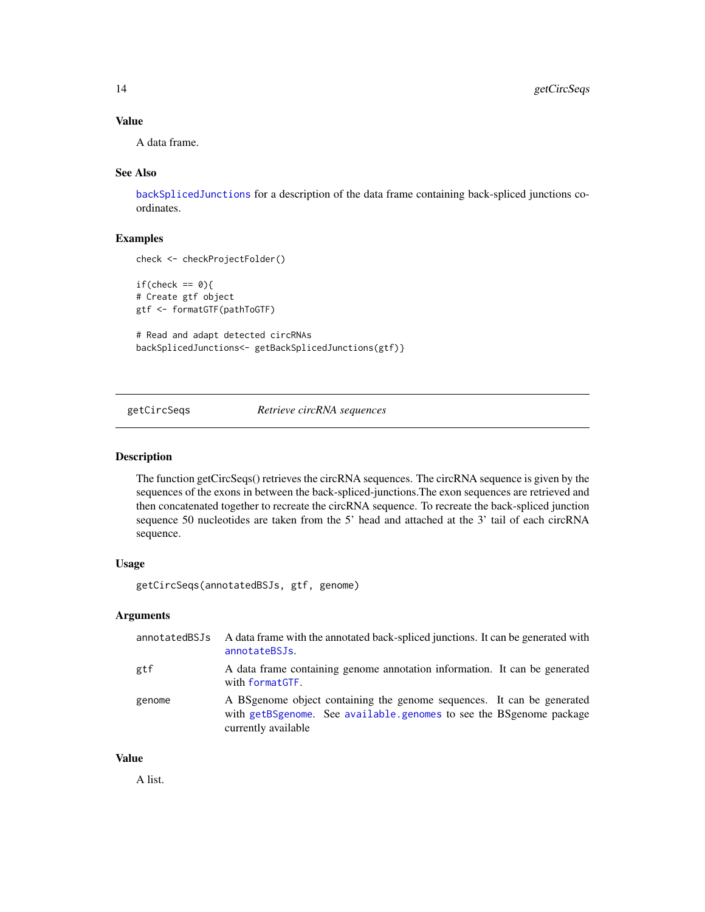### Value

A data frame.

### See Also

backSplicedJunctions for a description of the data frame containing back-spliced junctions coordinates.

### Examples

```
check <- checkProjectFolder()

if(check == 0){
# Create gtf object
gtf <- formatGTF(pathToGTF)

# Read and adapt detected circRNAs
backSplicedJunctions<- getBackSplicedJunctions(gtf)}
```

---

## getCircSeqs &nbsp;&nbsp;&nbsp;&nbsp; *Retrieve circRNA sequences*

---

### Description

The function getCircSeqs() retrieves the circRNA sequences. The circRNA sequence is given by the sequences of the exons in between the back-spliced-junctions.The exon sequences are retrieved and then concatenated together to recreate the circRNA sequence. To recreate the back-spliced junction sequence 50 nucleotides are taken from the 5' head and attached at the 3' tail of each circRNA sequence.

### Usage

```
getCircSeqs(annotatedBSJs, gtf, genome)
```

### Arguments

| | |
|---|---|
| annotatedBSJs | A data frame with the annotated back-spliced junctions. It can be generated with annotateBSJs. |
| gtf | A data frame containing genome annotation information. It can be generated with formatGTF. |
| genome | A BSgenome object containing the genome sequences. It can be generated with getBSgenome. See available.genomes to see the BSgenome package currently available |

### Value

A list.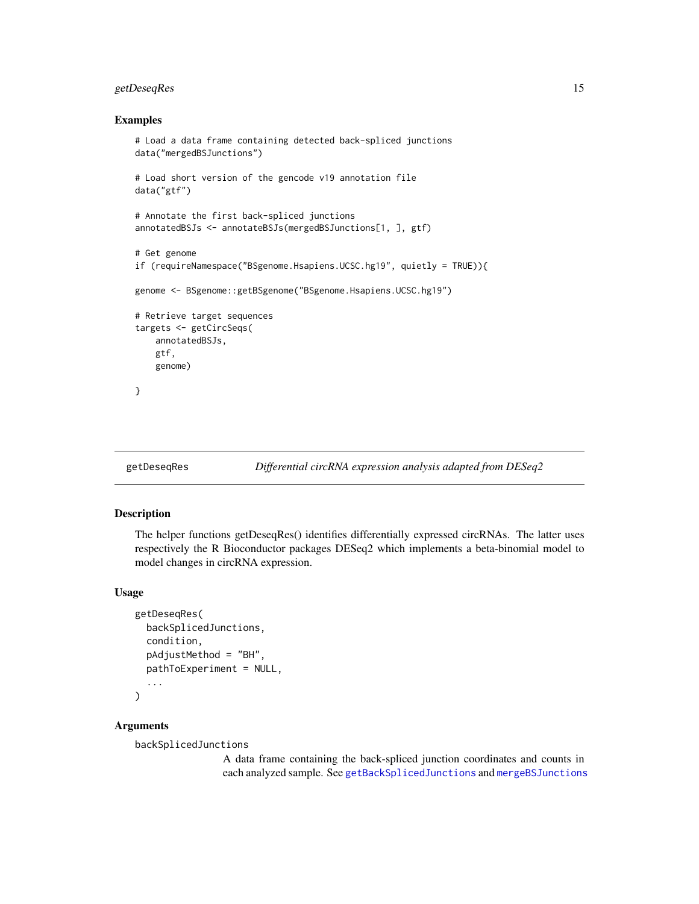## Examples

```
# Load a data frame containing detected back-spliced junctions
data("mergedBSJunctions")

# Load short version of the gencode v19 annotation file
data("gtf")

# Annotate the first back-spliced junctions
annotatedBSJs <- annotateBSJs(mergedBSJunctions[1, ], gtf)

# Get genome
if (requireNamespace("BSgenome.Hsapiens.UCSC.hg19", quietly = TRUE)){

genome <- BSgenome::getBSgenome("BSgenome.Hsapiens.UCSC.hg19")

# Retrieve target sequences
targets <- getCircSeqs(
    annotatedBSJs,
    gtf,
    genome)

}
```

---

getDeseqRes *Differential circRNA expression analysis adapted from DESeq2*

---

## Description

The helper functions getDeseqRes() identifies differentially expressed circRNAs. The latter uses respectively the R Bioconductor packages DESeq2 which implements a beta-binomial model to model changes in circRNA expression.

## Usage

```
getDeseqRes(
  backSplicedJunctions,
  condition,
  pAdjustMethod = "BH",
  pathToExperiment = NULL,
  ...
)
```

## Arguments

`backSplicedJunctions`
A data frame containing the back-spliced junction coordinates and counts in each analyzed sample. See `getBackSplicedJunctions` and `mergeBSJunctions`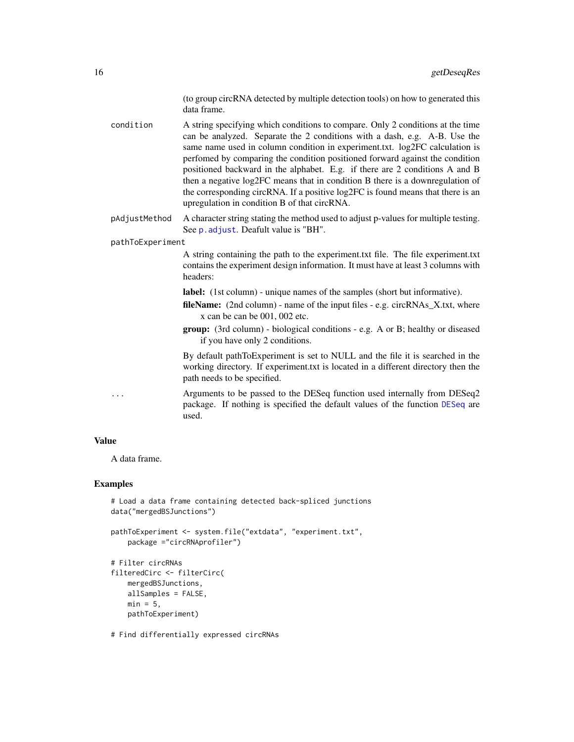(to group circRNA detected by multiple detection tools) on how to generated this data frame.

condition
: A string specifying which conditions to compare. Only 2 conditions at the time can be analyzed. Separate the 2 conditions with a dash, e.g. A-B. Use the same name used in column condition in experiment.txt. log2FC calculation is perfomed by comparing the condition positioned forward against the condition positioned backward in the alphabet. E.g. if there are 2 conditions A and B then a negative log2FC means that in condition B there is a downregulation of the corresponding circRNA. If a positive log2FC is found means that there is an upregulation in condition B of that circRNA.

pAdjustMethod
: A character string stating the method used to adjust p-values for multiple testing. See `p.adjust`. Deafult value is "BH".

pathToExperiment
: A string containing the path to the experiment.txt file. The file experiment.txt contains the experiment design information. It must have at least 3 columns with headers:

  **label:** (1st column) - unique names of the samples (short but informative).

  **fileName:** (2nd column) - name of the input files - e.g. circRNAs_X.txt, where x can be can be 001, 002 etc.

  **group:** (3rd column) - biological conditions - e.g. A or B; healthy or diseased if you have only 2 conditions.

  By default pathToExperiment is set to NULL and the file it is searched in the working directory. If experiment.txt is located in a different directory then the path needs to be specified.

...
: Arguments to be passed to the DESeq function used internally from DESeq2 package. If nothing is specified the default values of the function `DESeq` are used.

## Value

A data frame.

## Examples

```
# Load a data frame containing detected back-spliced junctions
data("mergedBSJunctions")

pathToExperiment <- system.file("extdata", "experiment.txt",
    package ="circRNAprofiler")

# Filter circRNAs
filteredCirc <- filterCirc(
    mergedBSJunctions,
    allSamples = FALSE,
    min = 5,
    pathToExperiment)

# Find differentially expressed circRNAs
```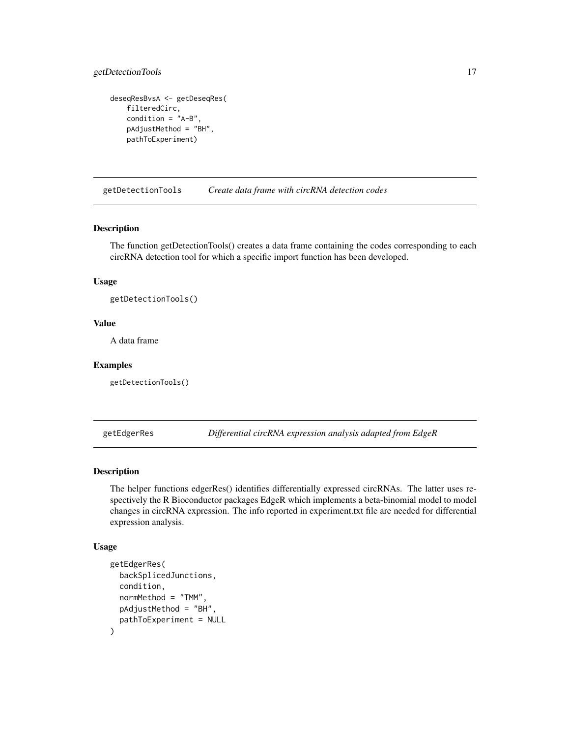```
deseqResBvsA <- getDeseqRes(
    filteredCirc,
    condition = "A-B",
    pAdjustMethod = "BH",
    pathToExperiment)
```

## getDetectionTools — *Create data frame with circRNA detection codes*

### Description

The function getDetectionTools() creates a data frame containing the codes corresponding to each circRNA detection tool for which a specific import function has been developed.

### Usage

```
getDetectionTools()
```

### Value

A data frame

### Examples

```
getDetectionTools()
```

## getEdgerRes — *Differential circRNA expression analysis adapted from EdgeR*

### Description

The helper functions edgerRes() identifies differentially expressed circRNAs. The latter uses respectively the R Bioconductor packages EdgeR which implements a beta-binomial model to model changes in circRNA expression. The info reported in experiment.txt file are needed for differential expression analysis.

### Usage

```
getEdgerRes(
  backSplicedJunctions,
  condition,
  normMethod = "TMM",
  pAdjustMethod = "BH",
  pathToExperiment = NULL
)
```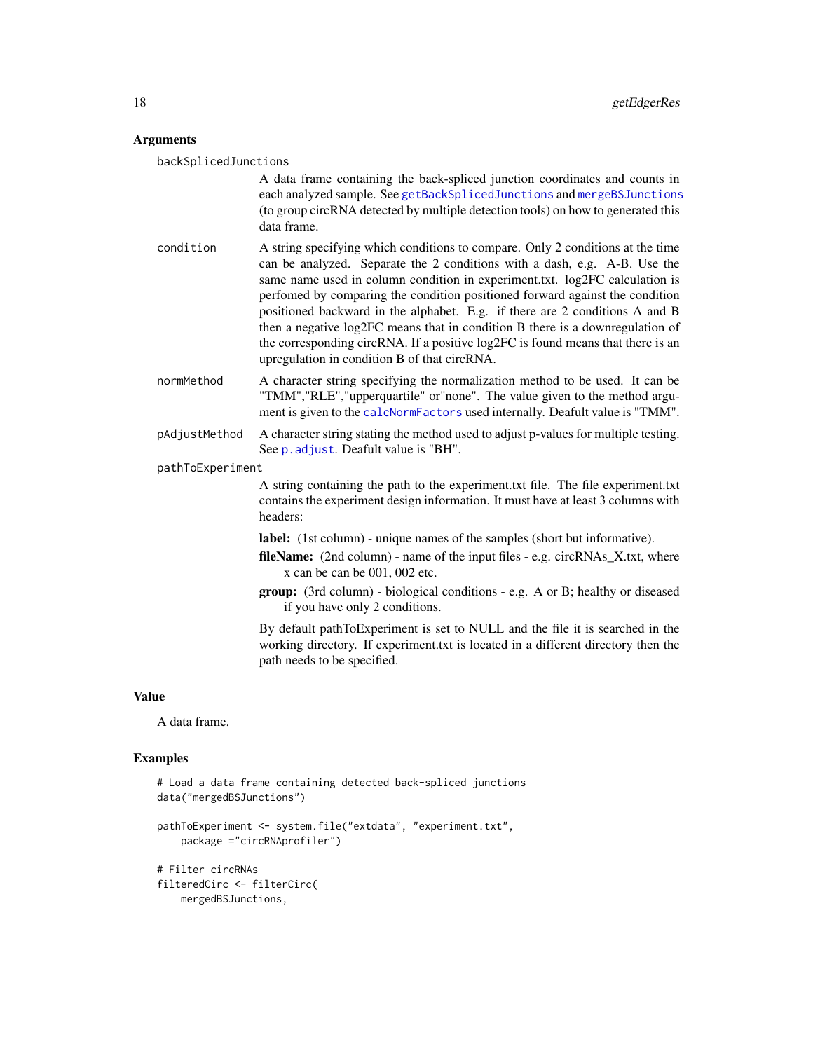## Arguments

backSplicedJunctions
: A data frame containing the back-spliced junction coordinates and counts in each analyzed sample. See getBackSplicedJunctions and mergeBSJunctions (to group circRNA detected by multiple detection tools) on how to generated this data frame.

condition
: A string specifying which conditions to compare. Only 2 conditions at the time can be analyzed. Separate the 2 conditions with a dash, e.g. A-B. Use the same name used in column condition in experiment.txt. log2FC calculation is perfomed by comparing the condition positioned forward against the condition positioned backward in the alphabet. E.g. if there are 2 conditions A and B then a negative log2FC means that in condition B there is a downregulation of the corresponding circRNA. If a positive log2FC is found means that there is an upregulation in condition B of that circRNA.

normMethod
: A character string specifying the normalization method to be used. It can be "TMM","RLE","upperquartile" or"none". The value given to the method argument is given to the calcNormFactors used internally. Deafult value is "TMM".

pAdjustMethod
: A character string stating the method used to adjust p-values for multiple testing. See p.adjust. Deafult value is "BH".

pathToExperiment
: A string containing the path to the experiment.txt file. The file experiment.txt contains the experiment design information. It must have at least 3 columns with headers:

  **label:** (1st column) - unique names of the samples (short but informative).

  **fileName:** (2nd column) - name of the input files - e.g. circRNAs_X.txt, where x can be can be 001, 002 etc.

  **group:** (3rd column) - biological conditions - e.g. A or B; healthy or diseased if you have only 2 conditions.

  By default pathToExperiment is set to NULL and the file it is searched in the working directory. If experiment.txt is located in a different directory then the path needs to be specified.

## Value

A data frame.

## Examples

```
# Load a data frame containing detected back-spliced junctions
data("mergedBSJunctions")

pathToExperiment <- system.file("extdata", "experiment.txt",
    package ="circRNAprofiler")

# Filter circRNAs
filteredCirc <- filterCirc(
    mergedBSJunctions,
```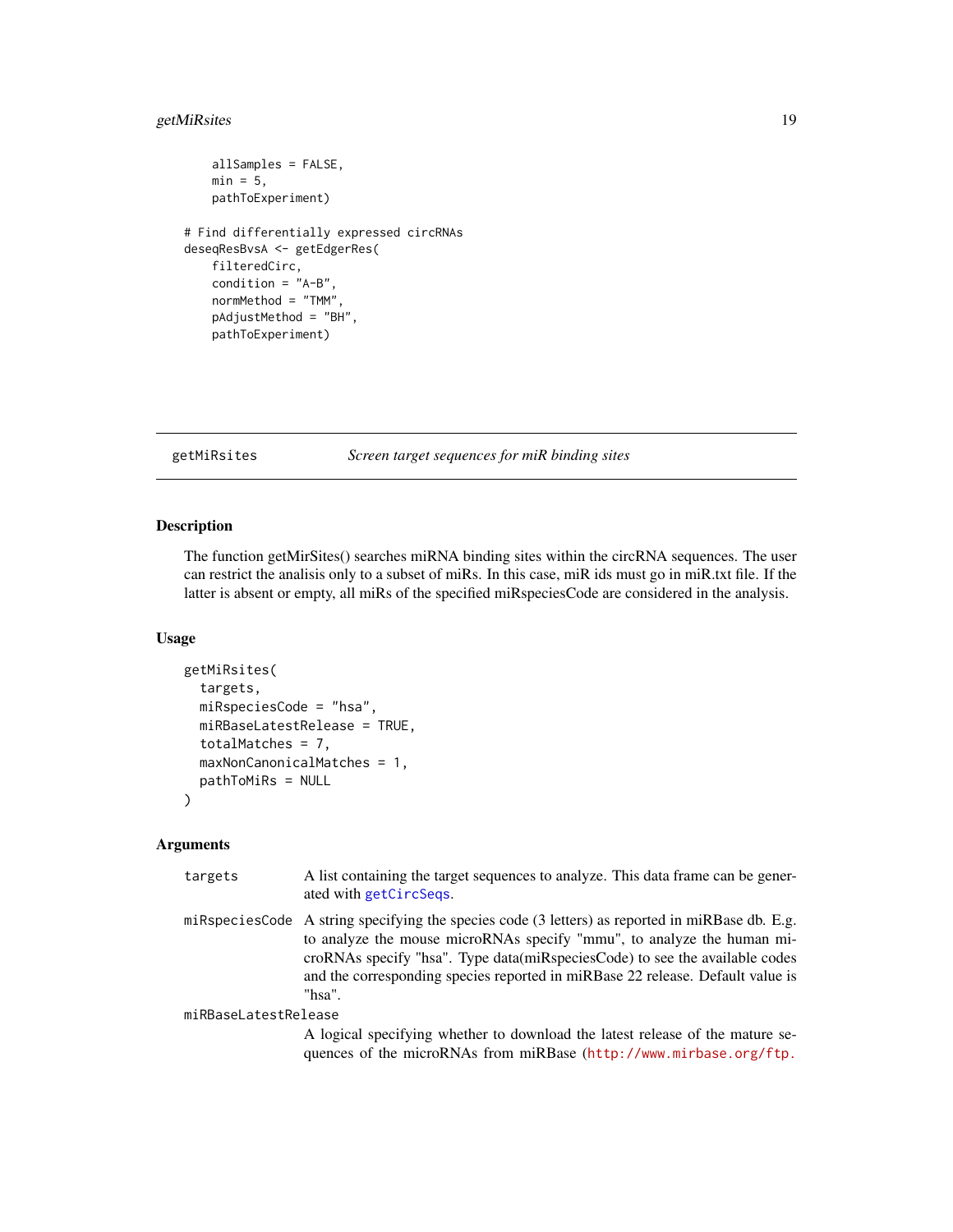```
    allSamples = FALSE,
    min = 5,
    pathToExperiment)

# Find differentially expressed circRNAs
deseqResBvsA <- getEdgerRes(
    filteredCirc,
    condition = "A-B",
    normMethod = "TMM",
    pAdjustMethod = "BH",
    pathToExperiment)
```

## getMiRsites — *Screen target sequences for miR binding sites*

### Description

The function getMirSites() searches miRNA binding sites within the circRNA sequences. The user can restrict the analisis only to a subset of miRs. In this case, miR ids must go in miR.txt file. If the latter is absent or empty, all miRs of the specified miRspeciesCode are considered in the analysis.

### Usage

```
getMiRsites(
  targets,
  miRspeciesCode = "hsa",
  miRBaseLatestRelease = TRUE,
  totalMatches = 7,
  maxNonCanonicalMatches = 1,
  pathToMiRs = NULL
)
```

### Arguments

`targets` A list containing the target sequences to analyze. This data frame can be generated with `getCircSeqs`.

`miRspeciesCode` A string specifying the species code (3 letters) as reported in miRBase db. E.g. to analyze the mouse microRNAs specify "mmu", to analyze the human microRNAs specify "hsa". Type data(miRspeciesCode) to see the available codes and the corresponding species reported in miRBase 22 release. Default value is "hsa".

`miRBaseLatestRelease` A logical specifying whether to download the latest release of the mature sequences of the microRNAs from miRBase (http://www.mirbase.org/ftp.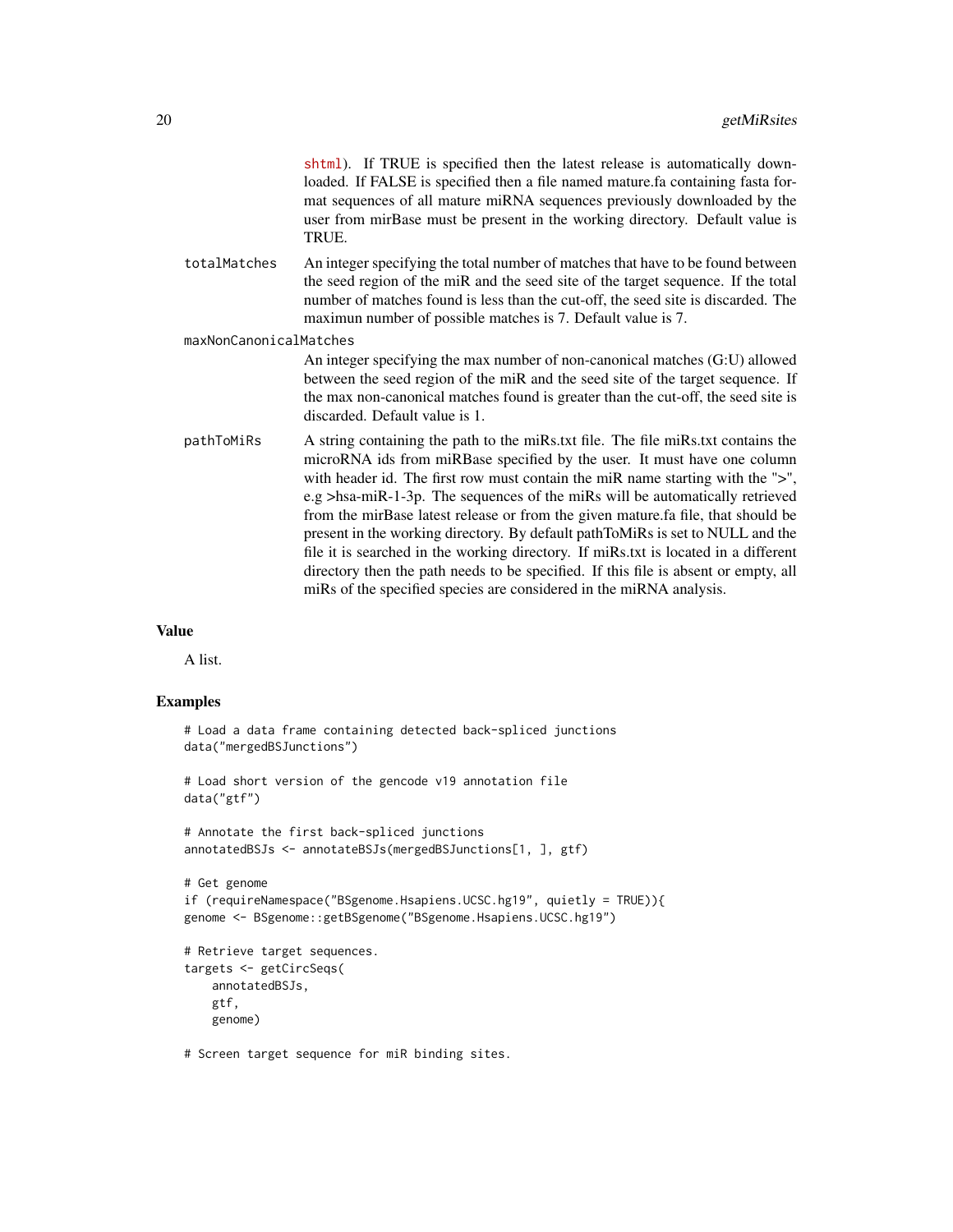shtml). If TRUE is specified then the latest release is automatically downloaded. If FALSE is specified then a file named mature.fa containing fasta format sequences of all mature miRNA sequences previously downloaded by the user from mirBase must be present in the working directory. Default value is TRUE.

totalMatches
: An integer specifying the total number of matches that have to be found between the seed region of the miR and the seed site of the target sequence. If the total number of matches found is less than the cut-off, the seed site is discarded. The maximun number of possible matches is 7. Default value is 7.

maxNonCanonicalMatches
: An integer specifying the max number of non-canonical matches (G:U) allowed between the seed region of the miR and the seed site of the target sequence. If the max non-canonical matches found is greater than the cut-off, the seed site is discarded. Default value is 1.

pathToMiRs
: A string containing the path to the miRs.txt file. The file miRs.txt contains the microRNA ids from miRBase specified by the user. It must have one column with header id. The first row must contain the miR name starting with the ">", e.g >hsa-miR-1-3p. The sequences of the miRs will be automatically retrieved from the mirBase latest release or from the given mature.fa file, that should be present in the working directory. By default pathToMiRs is set to NULL and the file it is searched in the working directory. If miRs.txt is located in a different directory then the path needs to be specified. If this file is absent or empty, all miRs of the specified species are considered in the miRNA analysis.

## Value

A list.

## Examples

```
# Load a data frame containing detected back-spliced junctions
data("mergedBSJunctions")

# Load short version of the gencode v19 annotation file
data("gtf")

# Annotate the first back-spliced junctions
annotatedBSJs <- annotateBSJs(mergedBSJunctions[1, ], gtf)

# Get genome
if (requireNamespace("BSgenome.Hsapiens.UCSC.hg19", quietly = TRUE)){
genome <- BSgenome::getBSgenome("BSgenome.Hsapiens.UCSC.hg19")

# Retrieve target sequences.
targets <- getCircSeqs(
    annotatedBSJs,
    gtf,
    genome)

# Screen target sequence for miR binding sites.
```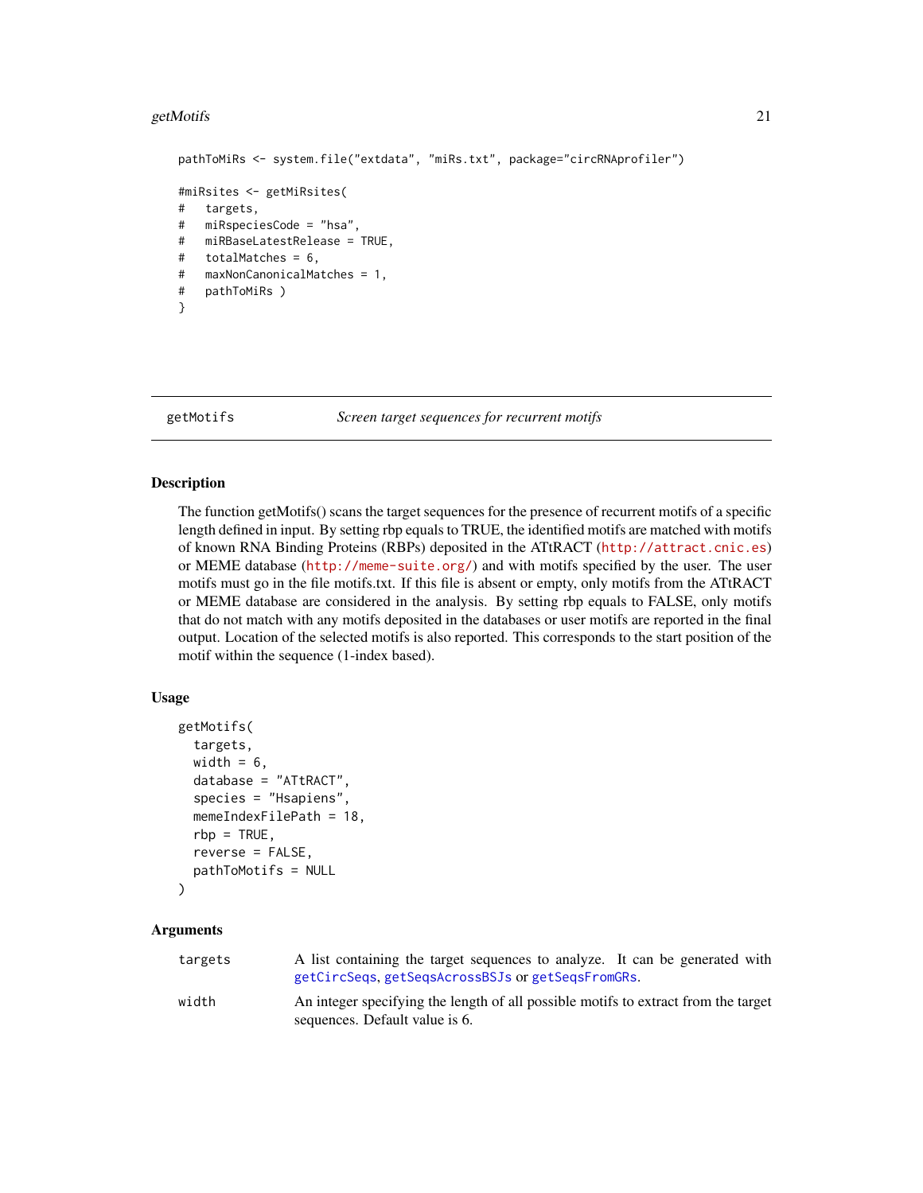```
pathToMiRs <- system.file("extdata", "miRs.txt", package="circRNAprofiler")

#miRsites <- getMiRsites(
#   targets,
#   miRspeciesCode = "hsa",
#   miRBaseLatestRelease = TRUE,
#   totalMatches = 6,
#   maxNonCanonicalMatches = 1,
#   pathToMiRs )
}
```

## getMotifs — *Screen target sequences for recurrent motifs*

### Description

The function getMotifs() scans the target sequences for the presence of recurrent motifs of a specific length defined in input. By setting rbp equals to TRUE, the identified motifs are matched with motifs of known RNA Binding Proteins (RBPs) deposited in the ATtRACT (http://attract.cnic.es) or MEME database (http://meme-suite.org/) and with motifs specified by the user. The user motifs must go in the file motifs.txt. If this file is absent or empty, only motifs from the ATtRACT or MEME database are considered in the analysis. By setting rbp equals to FALSE, only motifs that do not match with any motifs deposited in the databases or user motifs are reported in the final output. Location of the selected motifs is also reported. This corresponds to the start position of the motif within the sequence (1-index based).

### Usage

```
getMotifs(
  targets,
  width = 6,
  database = "ATtRACT",
  species = "Hsapiens",
  memeIndexFilePath = 18,
  rbp = TRUE,
  reverse = FALSE,
  pathToMotifs = NULL
)
```

### Arguments

| | |
|---|---|
| targets | A list containing the target sequences to analyze. It can be generated with getCircSeqs, getSeqsAcrossBSJs or getSeqsFromGRs. |
| width | An integer specifying the length of all possible motifs to extract from the target sequences. Default value is 6. |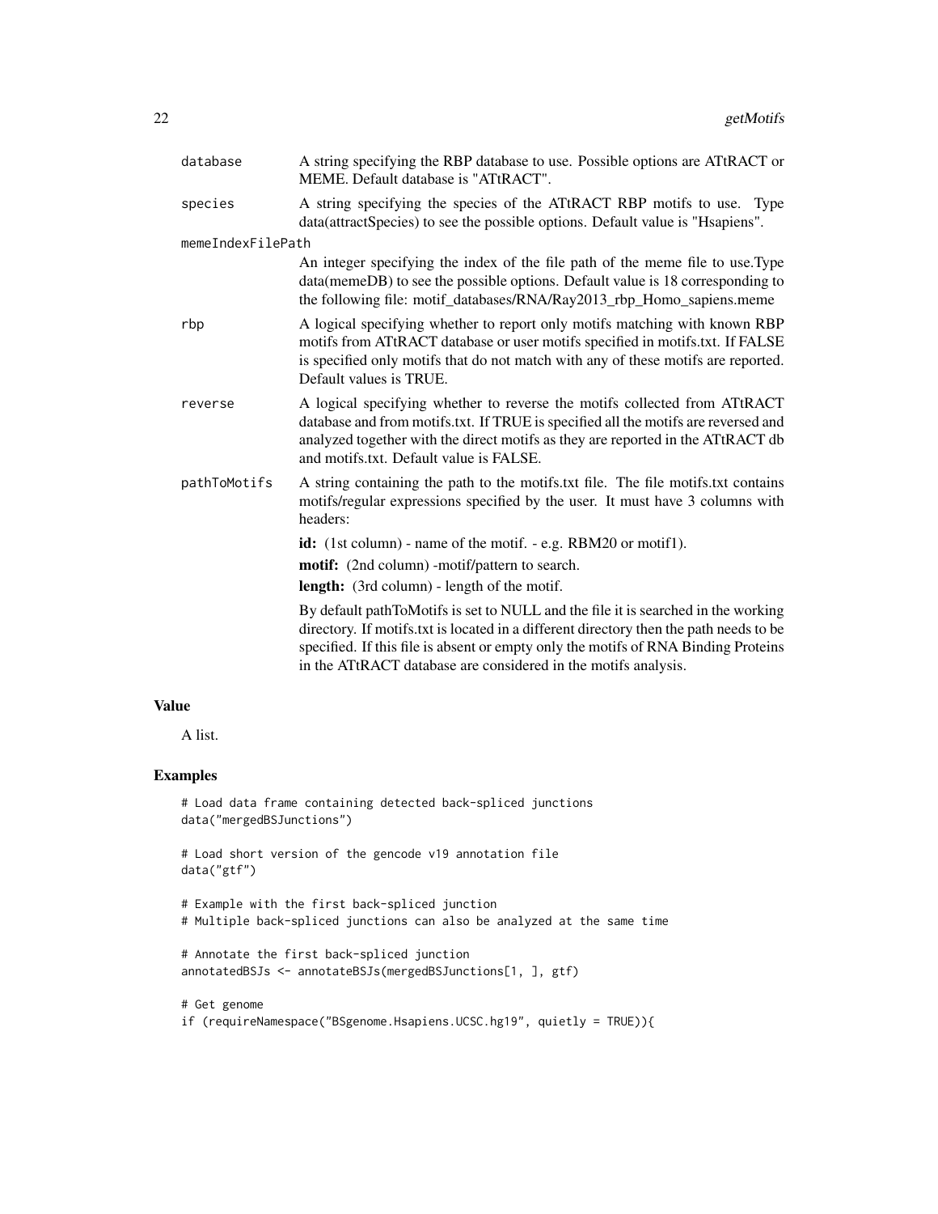database
: A string specifying the RBP database to use. Possible options are ATtRACT or MEME. Default database is "ATtRACT".

species
: A string specifying the species of the ATtRACT RBP motifs to use. Type data(attractSpecies) to see the possible options. Default value is "Hsapiens".

memeIndexFilePath
: An integer specifying the index of the file path of the meme file to use.Type data(memeDB) to see the possible options. Default value is 18 corresponding to the following file: motif_databases/RNA/Ray2013_rbp_Homo_sapiens.meme

rbp
: A logical specifying whether to report only motifs matching with known RBP motifs from ATtRACT database or user motifs specified in motifs.txt. If FALSE is specified only motifs that do not match with any of these motifs are reported. Default values is TRUE.

reverse
: A logical specifying whether to reverse the motifs collected from ATtRACT database and from motifs.txt. If TRUE is specified all the motifs are reversed and analyzed together with the direct motifs as they are reported in the ATtRACT db and motifs.txt. Default value is FALSE.

pathToMotifs
: A string containing the path to the motifs.txt file. The file motifs.txt contains motifs/regular expressions specified by the user. It must have 3 columns with headers:

  **id:** (1st column) - name of the motif. - e.g. RBM20 or motif1).

  **motif:** (2nd column) -motif/pattern to search.

  **length:** (3rd column) - length of the motif.

  By default pathToMotifs is set to NULL and the file it is searched in the working directory. If motifs.txt is located in a different directory then the path needs to be specified. If this file is absent or empty only the motifs of RNA Binding Proteins in the ATtRACT database are considered in the motifs analysis.

## Value

A list.

## Examples

```
# Load data frame containing detected back-spliced junctions
data("mergedBSJunctions")

# Load short version of the gencode v19 annotation file
data("gtf")

# Example with the first back-spliced junction
# Multiple back-spliced junctions can also be analyzed at the same time

# Annotate the first back-spliced junction
annotatedBSJs <- annotateBSJs(mergedBSJunctions[1, ], gtf)

# Get genome
if (requireNamespace("BSgenome.Hsapiens.UCSC.hg19", quietly = TRUE)){
```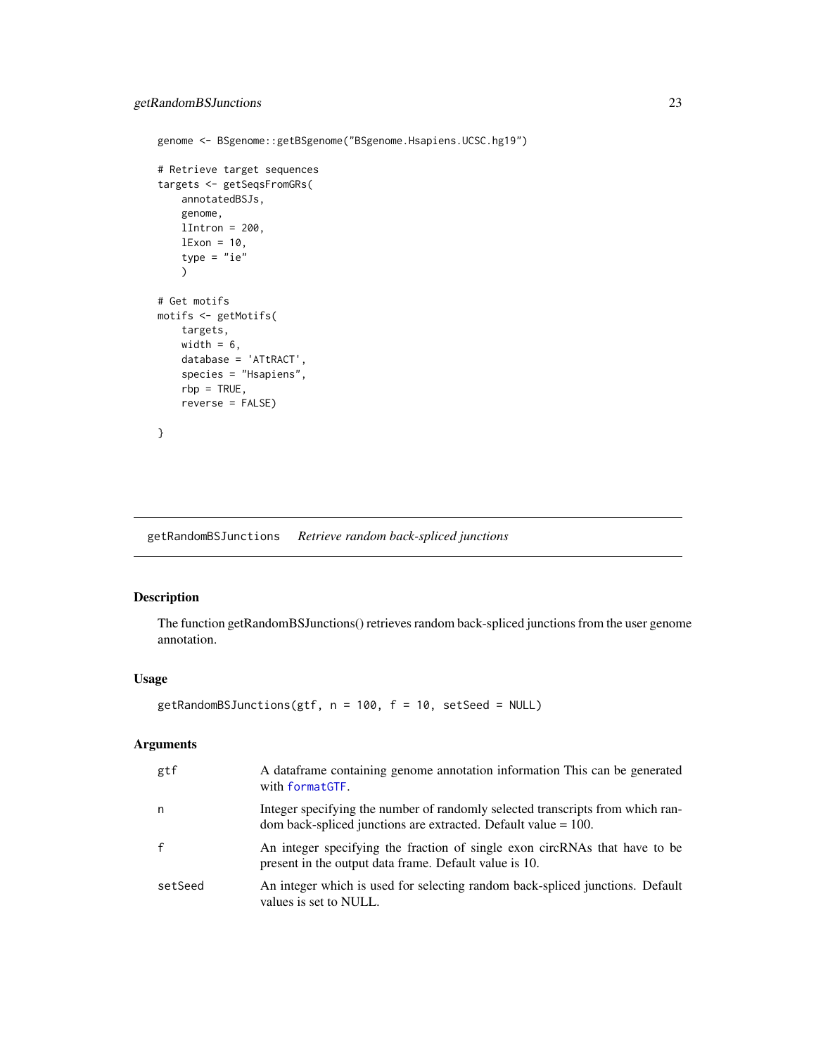```
genome <- BSgenome::getBSgenome("BSgenome.Hsapiens.UCSC.hg19")

# Retrieve target sequences
targets <- getSeqsFromGRs(
    annotatedBSJs,
    genome,
    lIntron = 200,
    lExon = 10,
    type = "ie"
    )

# Get motifs
motifs <- getMotifs(
    targets,
    width = 6,
    database = 'ATtRACT',
    species = "Hsapiens",
    rbp = TRUE,
    reverse = FALSE)

}
```

---

## getRandomBSJunctions    *Retrieve random back-spliced junctions*

---

### Description

The function getRandomBSJunctions() retrieves random back-spliced junctions from the user genome annotation.

### Usage

```
getRandomBSJunctions(gtf, n = 100, f = 10, setSeed = NULL)
```

### Arguments

| | |
|---|---|
| gtf | A dataframe containing genome annotation information This can be generated with formatGTF. |
| n | Integer specifying the number of randomly selected transcripts from which random back-spliced junctions are extracted. Default value = 100. |
| f | An integer specifying the fraction of single exon circRNAs that have to be present in the output data frame. Default value is 10. |
| setSeed | An integer which is used for selecting random back-spliced junctions. Default values is set to NULL. |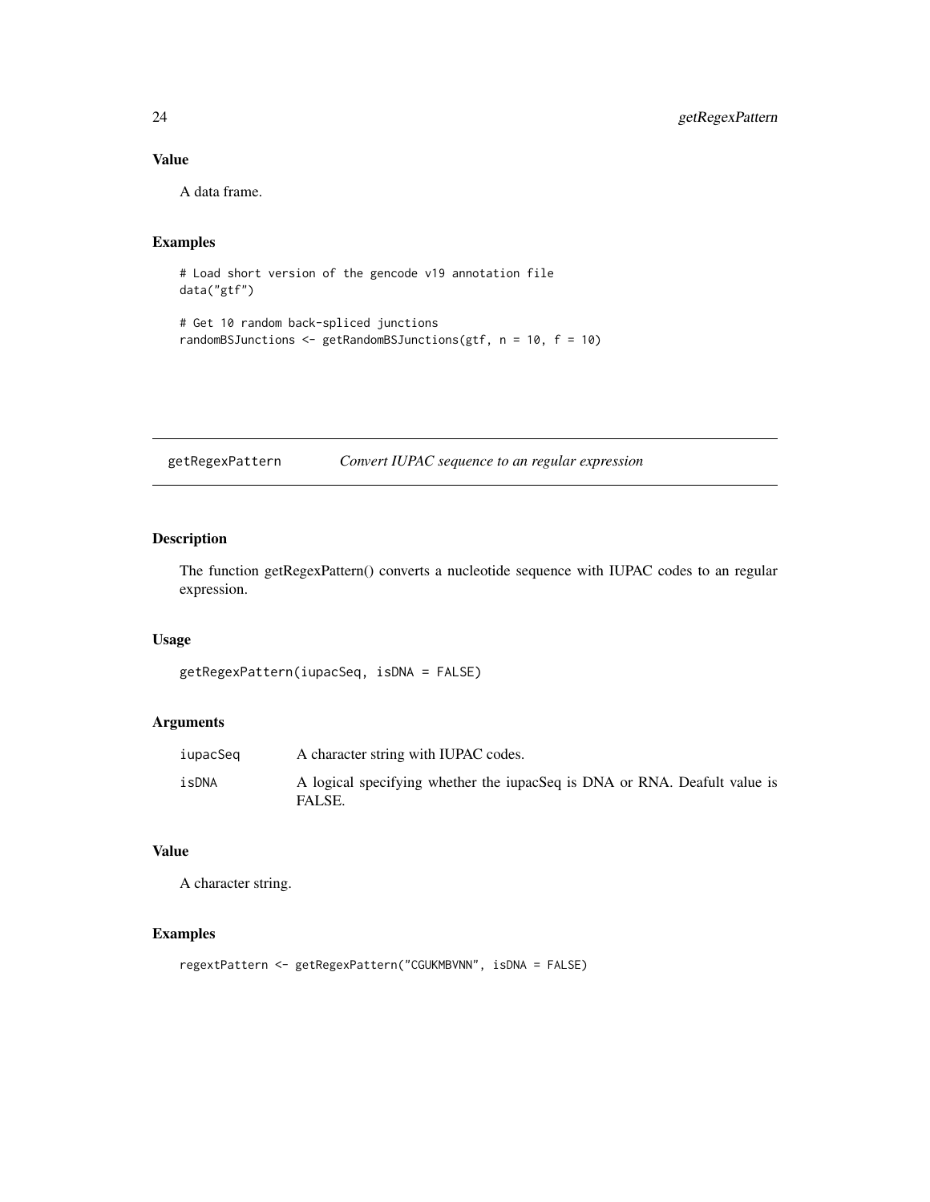## Value

A data frame.

## Examples

```
# Load short version of the gencode v19 annotation file
data("gtf")

# Get 10 random back-spliced junctions
randomBSJunctions <- getRandomBSJunctions(gtf, n = 10, f = 10)
```

---

# getRegexPattern *Convert IUPAC sequence to an regular expression*

## Description

The function getRegexPattern() converts a nucleotide sequence with IUPAC codes to an regular expression.

## Usage

```
getRegexPattern(iupacSeq, isDNA = FALSE)
```

## Arguments

| | |
|---|---|
| iupacSeq | A character string with IUPAC codes. |
| isDNA | A logical specifying whether the iupacSeq is DNA or RNA. Deafult value is FALSE. |

## Value

A character string.

## Examples

```
regextPattern <- getRegexPattern("CGUKMBVNN", isDNA = FALSE)
```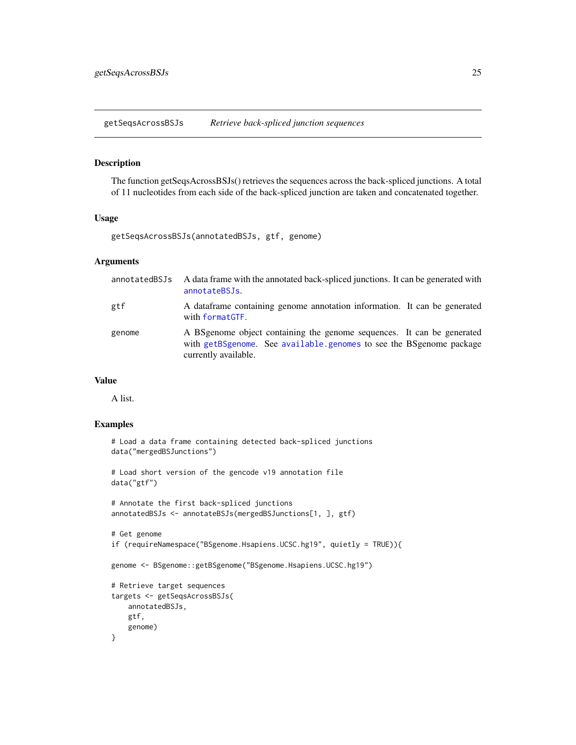## getSeqsAcrossBSJs — *Retrieve back-spliced junction sequences*

### Description

The function getSeqsAcrossBSJs() retrieves the sequences across the back-spliced junctions. A total of 11 nucleotides from each side of the back-spliced junction are taken and concatenated together.

### Usage

```
getSeqsAcrossBSJs(annotatedBSJs, gtf, genome)
```

### Arguments

| | |
|---|---|
| annotatedBSJs | A data frame with the annotated back-spliced junctions. It can be generated with `annotateBSJs`. |
| gtf | A dataframe containing genome annotation information. It can be generated with `formatGTF`. |
| genome | A BSgenome object containing the genome sequences. It can be generated with `getBSgenome`. See `available.genomes` to see the BSgenome package currently available. |

### Value

A list.

### Examples

```
# Load a data frame containing detected back-spliced junctions
data("mergedBSJunctions")

# Load short version of the gencode v19 annotation file
data("gtf")

# Annotate the first back-spliced junctions
annotatedBSJs <- annotateBSJs(mergedBSJunctions[1, ], gtf)

# Get genome
if (requireNamespace("BSgenome.Hsapiens.UCSC.hg19", quietly = TRUE)){

genome <- BSgenome::getBSgenome("BSgenome.Hsapiens.UCSC.hg19")

# Retrieve target sequences
targets <- getSeqsAcrossBSJs(
    annotatedBSJs,
    gtf,
    genome)
}
```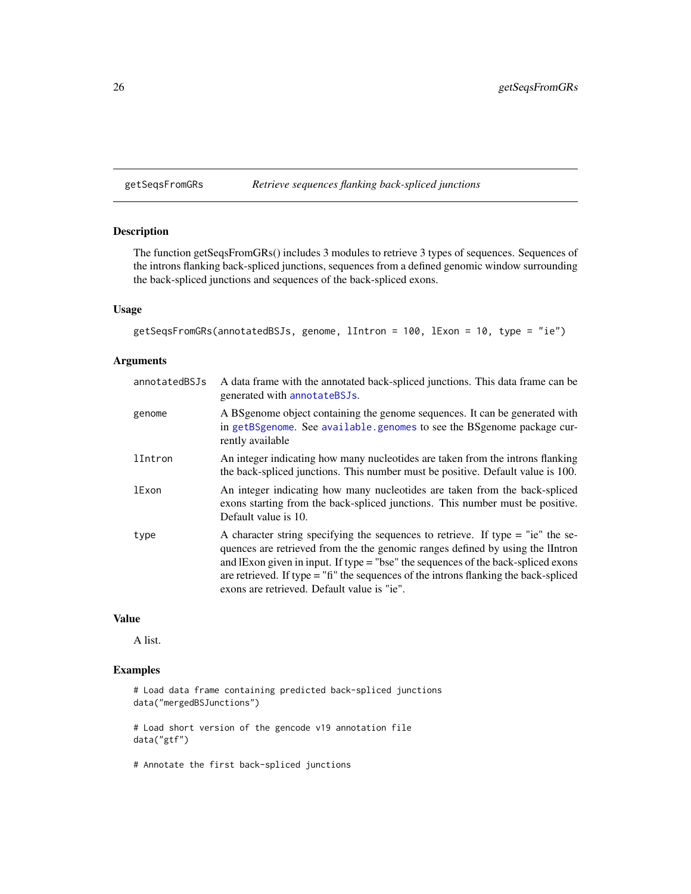## getSeqsFromGRs — *Retrieve sequences flanking back-spliced junctions*

### Description

The function getSeqsFromGRs() includes 3 modules to retrieve 3 types of sequences. Sequences of the introns flanking back-spliced junctions, sequences from a defined genomic window surrounding the back-spliced junctions and sequences of the back-spliced exons.

### Usage

```
getSeqsFromGRs(annotatedBSJs, genome, lIntron = 100, lExon = 10, type = "ie")
```

### Arguments

| | |
|---|---|
| annotatedBSJs | A data frame with the annotated back-spliced junctions. This data frame can be generated with annotateBSJs. |
| genome | A BSgenome object containing the genome sequences. It can be generated with in getBSgenome. See available.genomes to see the BSgenome package currently available |
| lIntron | An integer indicating how many nucleotides are taken from the introns flanking the back-spliced junctions. This number must be positive. Default value is 100. |
| lExon | An integer indicating how many nucleotides are taken from the back-spliced exons starting from the back-spliced junctions. This number must be positive. Default value is 10. |
| type | A character string specifying the sequences to retrieve. If type = "ie" the sequences are retrieved from the the genomic ranges defined by using the lIntron and lExon given in input. If type = "bse" the sequences of the back-spliced exons are retrieved. If type = "fi" the sequences of the introns flanking the back-spliced exons are retrieved. Default value is "ie". |

### Value

A list.

### Examples

```
# Load data frame containing predicted back-spliced junctions
data("mergedBSJunctions")

# Load short version of the gencode v19 annotation file
data("gtf")

# Annotate the first back-spliced junctions
```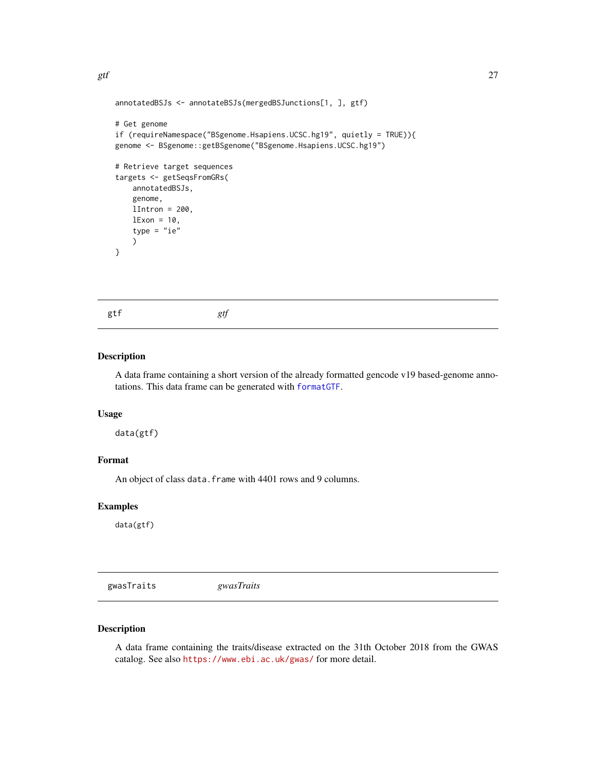```
annotatedBSJs <- annotateBSJs(mergedBSJunctions[1, ], gtf)

# Get genome
if (requireNamespace("BSgenome.Hsapiens.UCSC.hg19", quietly = TRUE)){
genome <- BSgenome::getBSgenome("BSgenome.Hsapiens.UCSC.hg19")

# Retrieve target sequences
targets <- getSeqsFromGRs(
    annotatedBSJs,
    genome,
    lIntron = 200,
    lExon = 10,
    type = "ie"
    )
}
```

## gtf *gtf*

### Description

A data frame containing a short version of the already formatted gencode v19 based-genome annotations. This data frame can be generated with `formatGTF`.

### Usage

```
data(gtf)
```

### Format

An object of class `data.frame` with 4401 rows and 9 columns.

### Examples

```
data(gtf)
```

## gwasTraits *gwasTraits*

### Description

A data frame containing the traits/disease extracted on the 31th October 2018 from the GWAS catalog. See also https://www.ebi.ac.uk/gwas/ for more detail.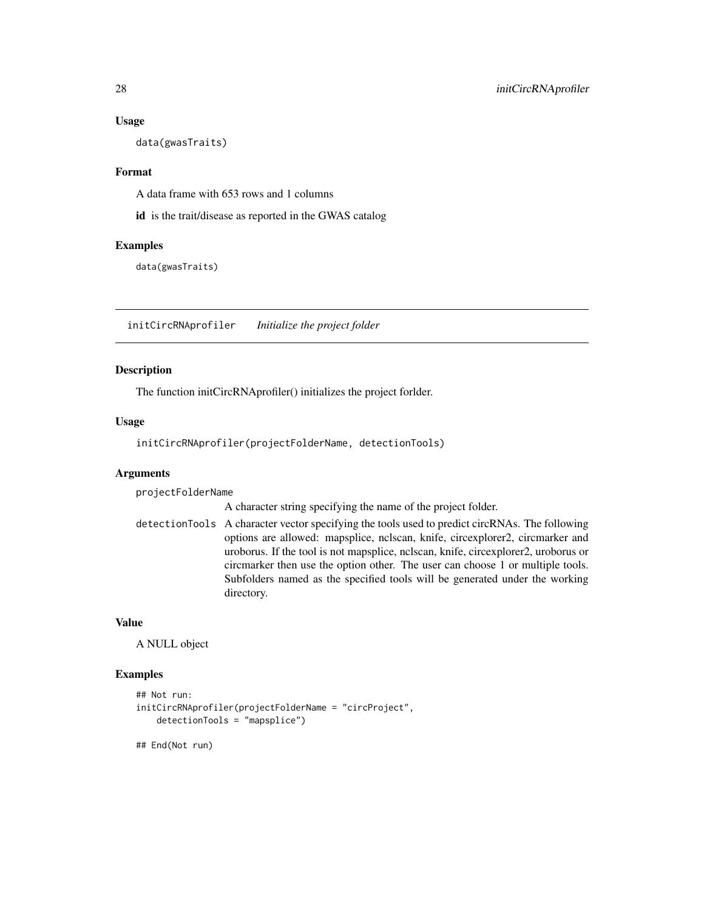### Usage

```
data(gwasTraits)
```

### Format

A data frame with 653 rows and 1 columns

**id** is the trait/disease as reported in the GWAS catalog

### Examples

```
data(gwasTraits)
```

---

## initCircRNAprofiler *Initialize the project folder*

### Description

The function initCircRNAprofiler() initializes the project forlder.

### Usage

```
initCircRNAprofiler(projectFolderName, detectionTools)
```

### Arguments

| | |
|---|---|
| projectFolderName | A character string specifying the name of the project folder. |
| detectionTools | A character vector specifying the tools used to predict circRNAs. The following options are allowed: mapsplice, nclscan, knife, circexplorer2, circmarker and uroborus. If the tool is not mapsplice, nclscan, knife, circexplorer2, uroborus or circmarker then use the option other. The user can choose 1 or multiple tools. Subfolders named as the specified tools will be generated under the working directory. |

### Value

A NULL object

### Examples

```
## Not run:
initCircRNAprofiler(projectFolderName = "circProject",
    detectionTools = "mapsplice")

## End(Not run)
```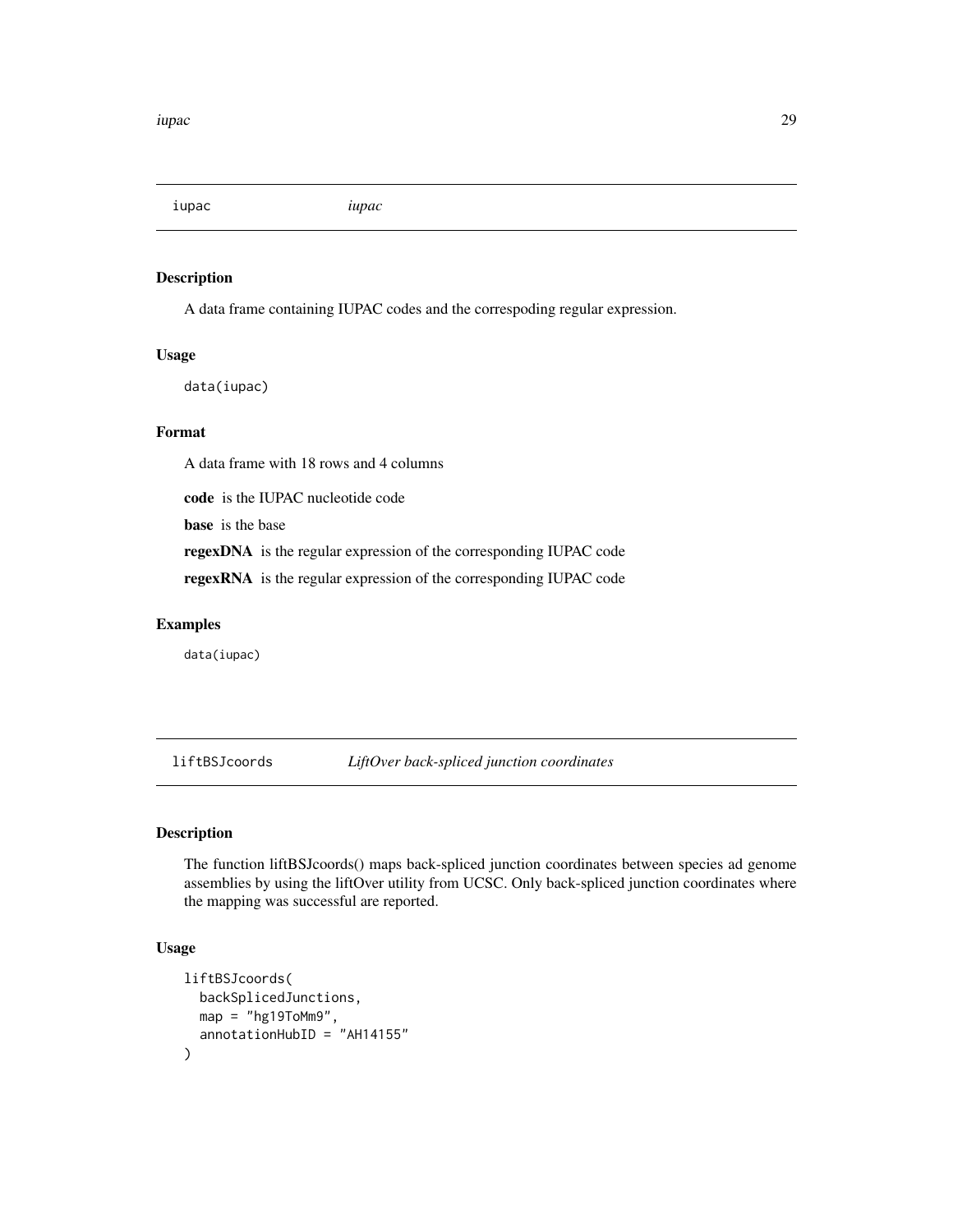## iupac *iupac*

### Description

A data frame containing IUPAC codes and the correspoding regular expression.

### Usage

```
data(iupac)
```

### Format

A data frame with 18 rows and 4 columns

**code** is the IUPAC nucleotide code

**base** is the base

**regexDNA** is the regular expression of the corresponding IUPAC code

**regexRNA** is the regular expression of the corresponding IUPAC code

### Examples

```
data(iupac)
```

## liftBSJcoords *LiftOver back-spliced junction coordinates*

### Description

The function liftBSJcoords() maps back-spliced junction coordinates between species ad genome assemblies by using the liftOver utility from UCSC. Only back-spliced junction coordinates where the mapping was successful are reported.

### Usage

```
liftBSJcoords(
  backSplicedJunctions,
  map = "hg19ToMm9",
  annotationHubID = "AH14155"
)
```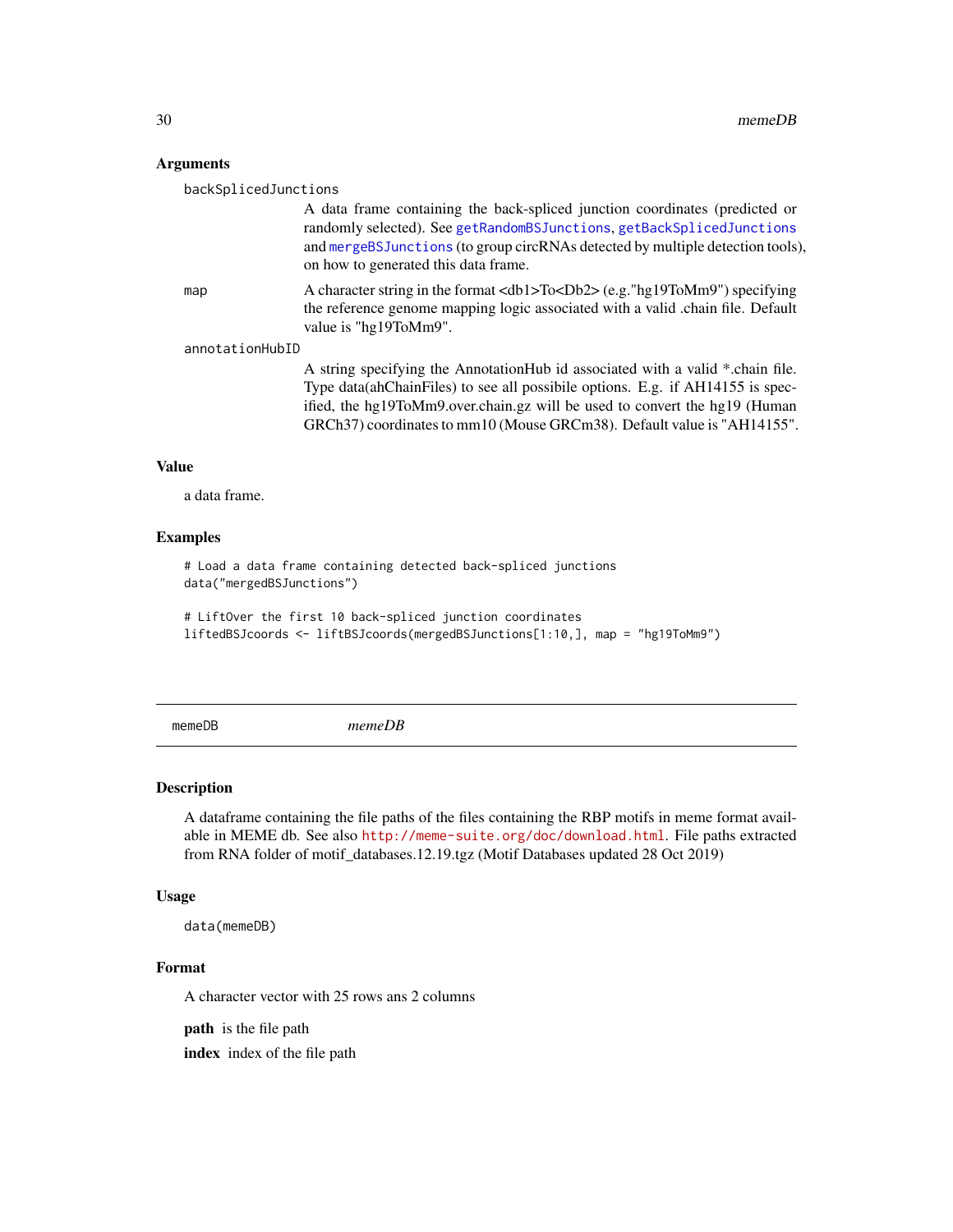## Arguments

backSplicedJunctions
: A data frame containing the back-spliced junction coordinates (predicted or randomly selected). See getRandomBSJunctions, getBackSplicedJunctions and mergeBSJunctions (to group circRNAs detected by multiple detection tools), on how to generated this data frame.

map
: A character string in the format <db1>To<Db2> (e.g."hg19ToMm9") specifying the reference genome mapping logic associated with a valid .chain file. Default value is "hg19ToMm9".

annotationHubID
: A string specifying the AnnotationHub id associated with a valid *.chain file. Type data(ahChainFiles) to see all possibile options. E.g. if AH14155 is specified, the hg19ToMm9.over.chain.gz will be used to convert the hg19 (Human GRCh37) coordinates to mm10 (Mouse GRCm38). Default value is "AH14155".

## Value

a data frame.

## Examples

```
# Load a data frame containing detected back-spliced junctions
data("mergedBSJunctions")

# LiftOver the first 10 back-spliced junction coordinates
liftedBSJcoords <- liftBSJcoords(mergedBSJunctions[1:10,], map = "hg19ToMm9")
```

---

# memeDB *memeDB*

## Description

A dataframe containing the file paths of the files containing the RBP motifs in meme format available in MEME db. See also http://meme-suite.org/doc/download.html. File paths extracted from RNA folder of motif_databases.12.19.tgz (Motif Databases updated 28 Oct 2019)

## Usage

```
data(memeDB)
```

## Format

A character vector with 25 rows ans 2 columns

**path** is the file path

**index** index of the file path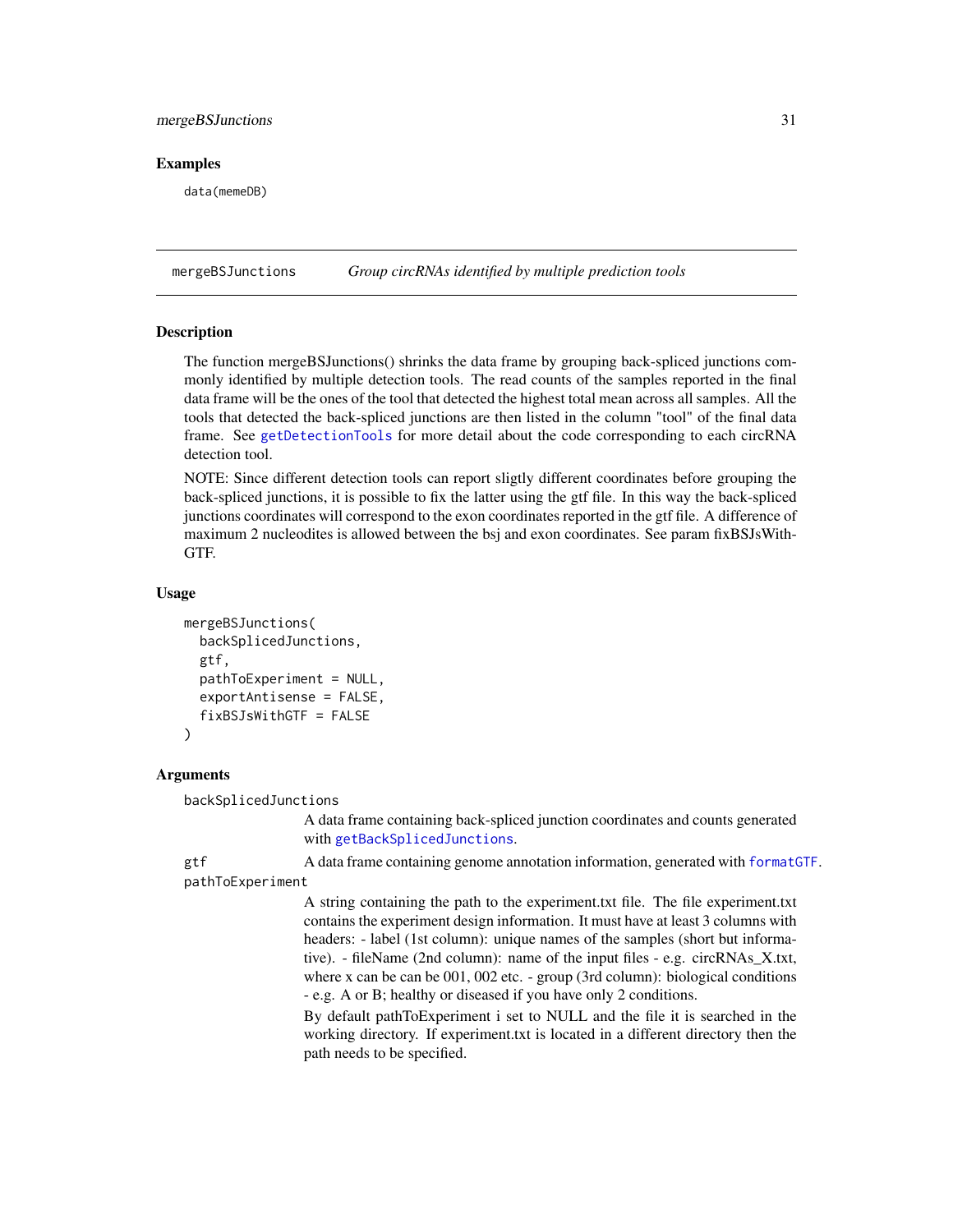## Examples

```
data(memeDB)
```

---

## mergeBSJunctions *Group circRNAs identified by multiple prediction tools*

---

### Description

The function mergeBSJunctions() shrinks the data frame by grouping back-spliced junctions commonly identified by multiple detection tools. The read counts of the samples reported in the final data frame will be the ones of the tool that detected the highest total mean across all samples. All the tools that detected the back-spliced junctions are then listed in the column "tool" of the final data frame. See getDetectionTools for more detail about the code corresponding to each circRNA detection tool.

NOTE: Since different detection tools can report sligtly different coordinates before grouping the back-spliced junctions, it is possible to fix the latter using the gtf file. In this way the back-spliced junctions coordinates will correspond to the exon coordinates reported in the gtf file. A difference of maximum 2 nucleodites is allowed between the bsj and exon coordinates. See param fixBSJsWithGTF.

### Usage

```
mergeBSJunctions(
  backSplicedJunctions,
  gtf,
  pathToExperiment = NULL,
  exportAntisense = FALSE,
  fixBSJsWithGTF = FALSE
)
```

### Arguments

`backSplicedJunctions`
: A data frame containing back-spliced junction coordinates and counts generated with getBackSplicedJunctions.

`gtf`
: A data frame containing genome annotation information, generated with formatGTF.

`pathToExperiment`
: A string containing the path to the experiment.txt file. The file experiment.txt contains the experiment design information. It must have at least 3 columns with headers: - label (1st column): unique names of the samples (short but informative). - fileName (2nd column): name of the input files - e.g. circRNAs_X.txt, where x can be can be 001, 002 etc. - group (3rd column): biological conditions - e.g. A or B; healthy or diseased if you have only 2 conditions.

  By default pathToExperiment i set to NULL and the file it is searched in the working directory. If experiment.txt is located in a different directory then the path needs to be specified.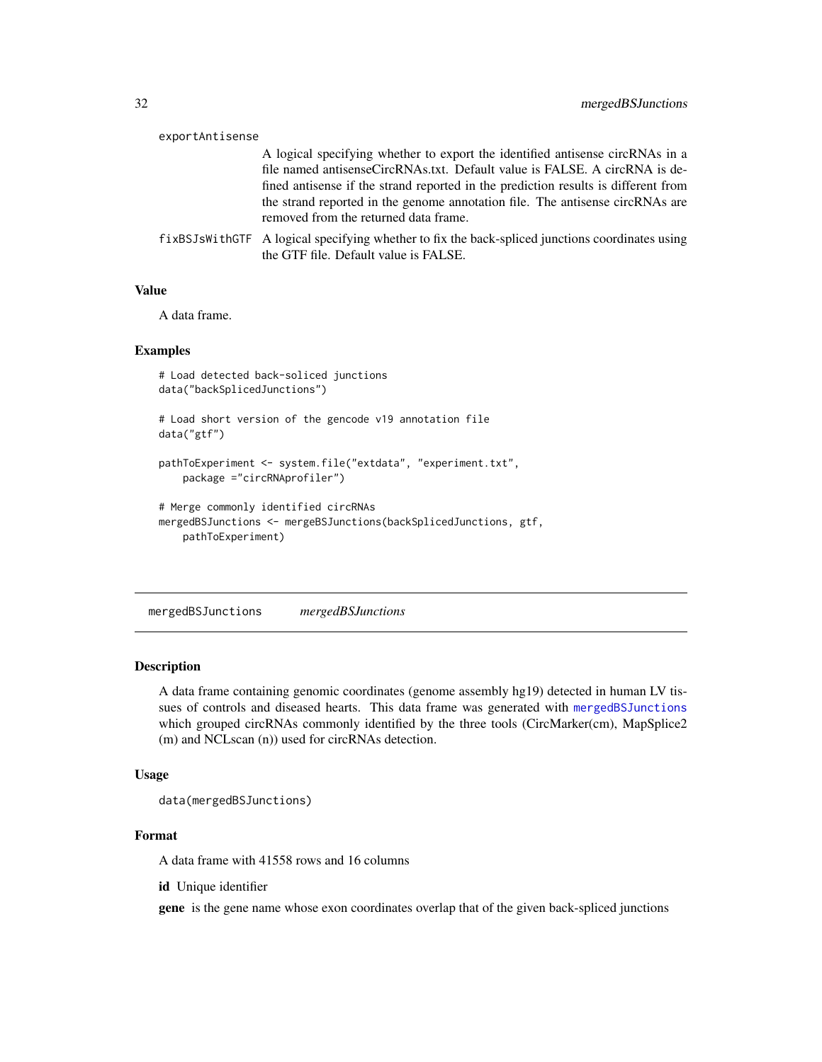exportAntisense

A logical specifying whether to export the identified antisense circRNAs in a file named antisenseCircRNAs.txt. Default value is FALSE. A circRNA is defined antisense if the strand reported in the prediction results is different from the strand reported in the genome annotation file. The antisense circRNAs are removed from the returned data frame.

fixBSJsWithGTF

A logical specifying whether to fix the back-spliced junctions coordinates using the GTF file. Default value is FALSE.

### Value

A data frame.

### Examples

```
# Load detected back-soliced junctions
data("backSplicedJunctions")

# Load short version of the gencode v19 annotation file
data("gtf")

pathToExperiment <- system.file("extdata", "experiment.txt",
    package ="circRNAprofiler")

# Merge commonly identified circRNAs
mergedBSJunctions <- mergeBSJunctions(backSplicedJunctions, gtf,
    pathToExperiment)
```

---

## mergedBSJunctions *mergedBSJunctions*

### Description

A data frame containing genomic coordinates (genome assembly hg19) detected in human LV tissues of controls and diseased hearts. This data frame was generated with mergedBSJunctions which grouped circRNAs commonly identified by the three tools (CircMarker(cm), MapSplice2 (m) and NCLscan (n)) used for circRNAs detection.

### Usage

```
data(mergedBSJunctions)
```

### Format

A data frame with 41558 rows and 16 columns

**id** Unique identifier

**gene** is the gene name whose exon coordinates overlap that of the given back-spliced junctions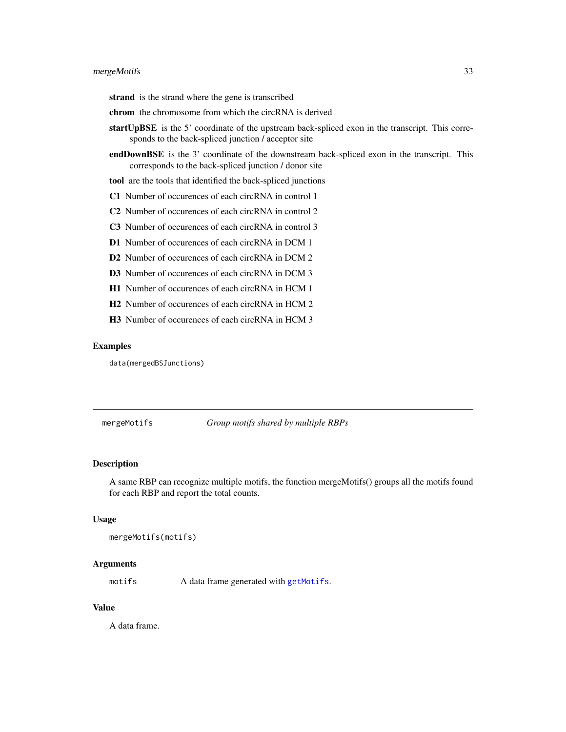**strand** is the strand where the gene is transcribed

**chrom** the chromosome from which the circRNA is derived

**startUpBSE** is the 5' coordinate of the upstream back-spliced exon in the transcript. This corresponds to the back-spliced junction / acceptor site

**endDownBSE** is the 3' coordinate of the downstream back-spliced exon in the transcript. This corresponds to the back-spliced junction / donor site

**tool** are the tools that identified the back-spliced junctions

**C1** Number of occurences of each circRNA in control 1

**C2** Number of occurences of each circRNA in control 2

**C3** Number of occurences of each circRNA in control 3

**D1** Number of occurences of each circRNA in DCM 1

**D2** Number of occurences of each circRNA in DCM 2

**D3** Number of occurences of each circRNA in DCM 3

**H1** Number of occurences of each circRNA in HCM 1

**H2** Number of occurences of each circRNA in HCM 2

**H3** Number of occurences of each circRNA in HCM 3

### Examples

```
data(mergedBSJunctions)
```

---

## mergeMotifs *Group motifs shared by multiple RBPs*

### Description

A same RBP can recognize multiple motifs, the function mergeMotifs() groups all the motifs found for each RBP and report the total counts.

### Usage

```
mergeMotifs(motifs)
```

### Arguments

| | |
|---|---|
| motifs | A data frame generated with getMotifs. |

### Value

A data frame.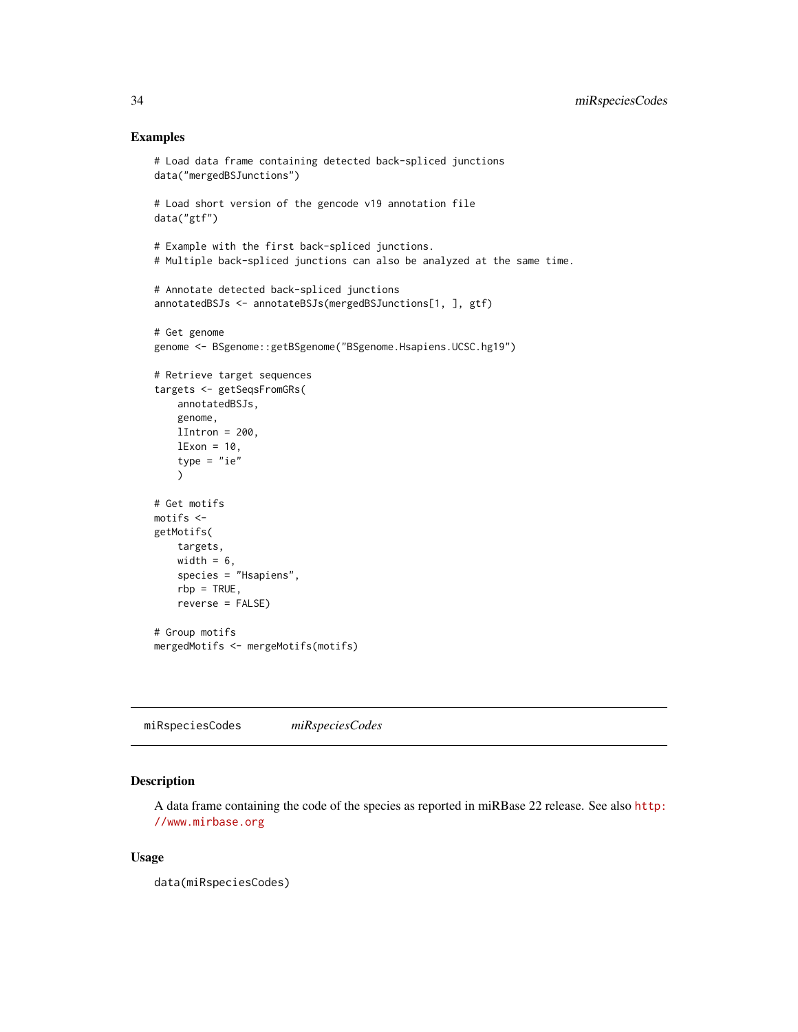## Examples

```
# Load data frame containing detected back-spliced junctions
data("mergedBSJunctions")

# Load short version of the gencode v19 annotation file
data("gtf")

# Example with the first back-spliced junctions.
# Multiple back-spliced junctions can also be analyzed at the same time.

# Annotate detected back-spliced junctions
annotatedBSJs <- annotateBSJs(mergedBSJunctions[1, ], gtf)

# Get genome
genome <- BSgenome::getBSgenome("BSgenome.Hsapiens.UCSC.hg19")

# Retrieve target sequences
targets <- getSeqsFromGRs(
    annotatedBSJs,
    genome,
    lIntron = 200,
    lExon = 10,
    type = "ie"
    )

# Get motifs
motifs <-
getMotifs(
    targets,
    width = 6,
    species = "Hsapiens",
    rbp = TRUE,
    reverse = FALSE)

# Group motifs
mergedMotifs <- mergeMotifs(motifs)
```

---

# miRspeciesCodes *miRspeciesCodes*

## Description

A data frame containing the code of the species as reported in miRBase 22 release. See also http://www.mirbase.org

## Usage

```
data(miRspeciesCodes)
```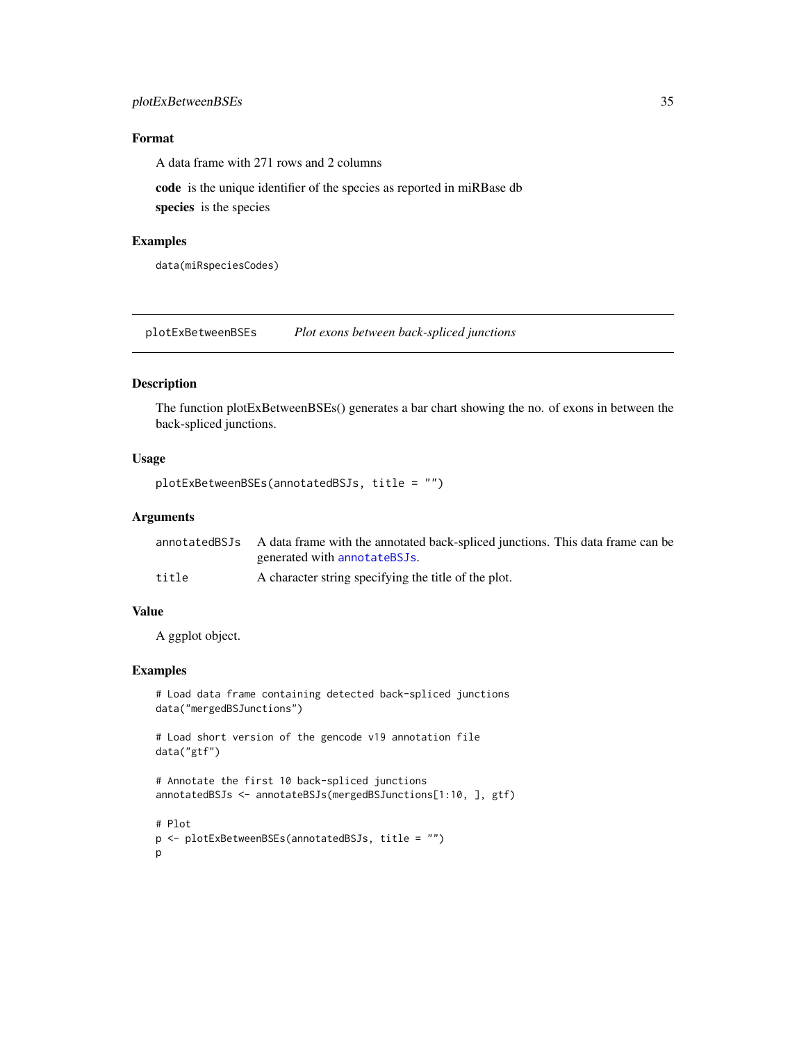### Format

A data frame with 271 rows and 2 columns

**code** is the unique identifier of the species as reported in miRBase db

**species** is the species

### Examples

```
data(miRspeciesCodes)
```

---

## plotExBetweenBSEs *Plot exons between back-spliced junctions*

### Description

The function plotExBetweenBSEs() generates a bar chart showing the no. of exons in between the back-spliced junctions.

### Usage

```
plotExBetweenBSEs(annotatedBSJs, title = "")
```

### Arguments

| | |
|---|---|
| annotatedBSJs | A data frame with the annotated back-spliced junctions. This data frame can be generated with annotateBSJs. |
| title | A character string specifying the title of the plot. |

### Value

A ggplot object.

### Examples

```
# Load data frame containing detected back-spliced junctions
data("mergedBSJunctions")

# Load short version of the gencode v19 annotation file
data("gtf")

# Annotate the first 10 back-spliced junctions
annotatedBSJs <- annotateBSJs(mergedBSJunctions[1:10, ], gtf)

# Plot
p <- plotExBetweenBSEs(annotatedBSJs, title = "")
p
```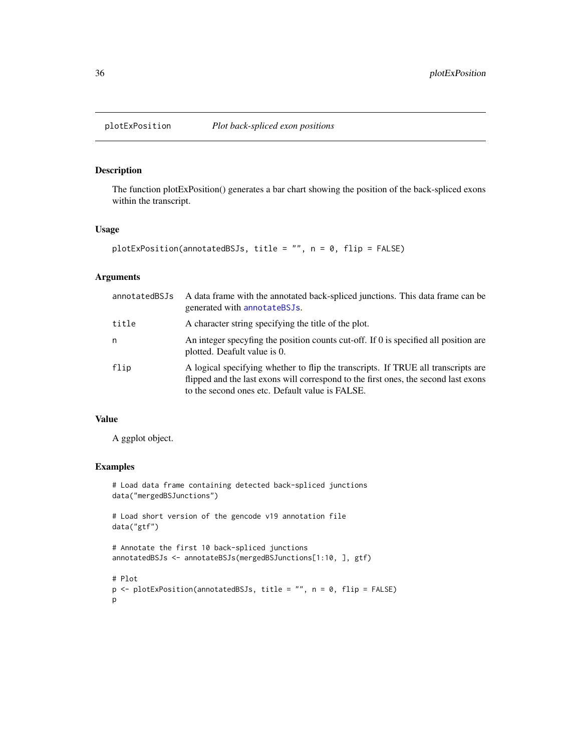# plotExPosition *Plot back-spliced exon positions*

## Description

The function plotExPosition() generates a bar chart showing the position of the back-spliced exons within the transcript.

## Usage

```
plotExPosition(annotatedBSJs, title = "", n = 0, flip = FALSE)
```

## Arguments

| | |
|---|---|
| annotatedBSJs | A data frame with the annotated back-spliced junctions. This data frame can be generated with annotateBSJs. |
| title | A character string specifying the title of the plot. |
| n | An integer specyfing the position counts cut-off. If 0 is specified all position are plotted. Deafult value is 0. |
| flip | A logical specifying whether to flip the transcripts. If TRUE all transcripts are flipped and the last exons will correspond to the first ones, the second last exons to the second ones etc. Default value is FALSE. |

## Value

A ggplot object.

## Examples

```
# Load data frame containing detected back-spliced junctions
data("mergedBSJunctions")

# Load short version of the gencode v19 annotation file
data("gtf")

# Annotate the first 10 back-spliced junctions
annotatedBSJs <- annotateBSJs(mergedBSJunctions[1:10, ], gtf)

# Plot
p <- plotExPosition(annotatedBSJs, title = "", n = 0, flip = FALSE)
p
```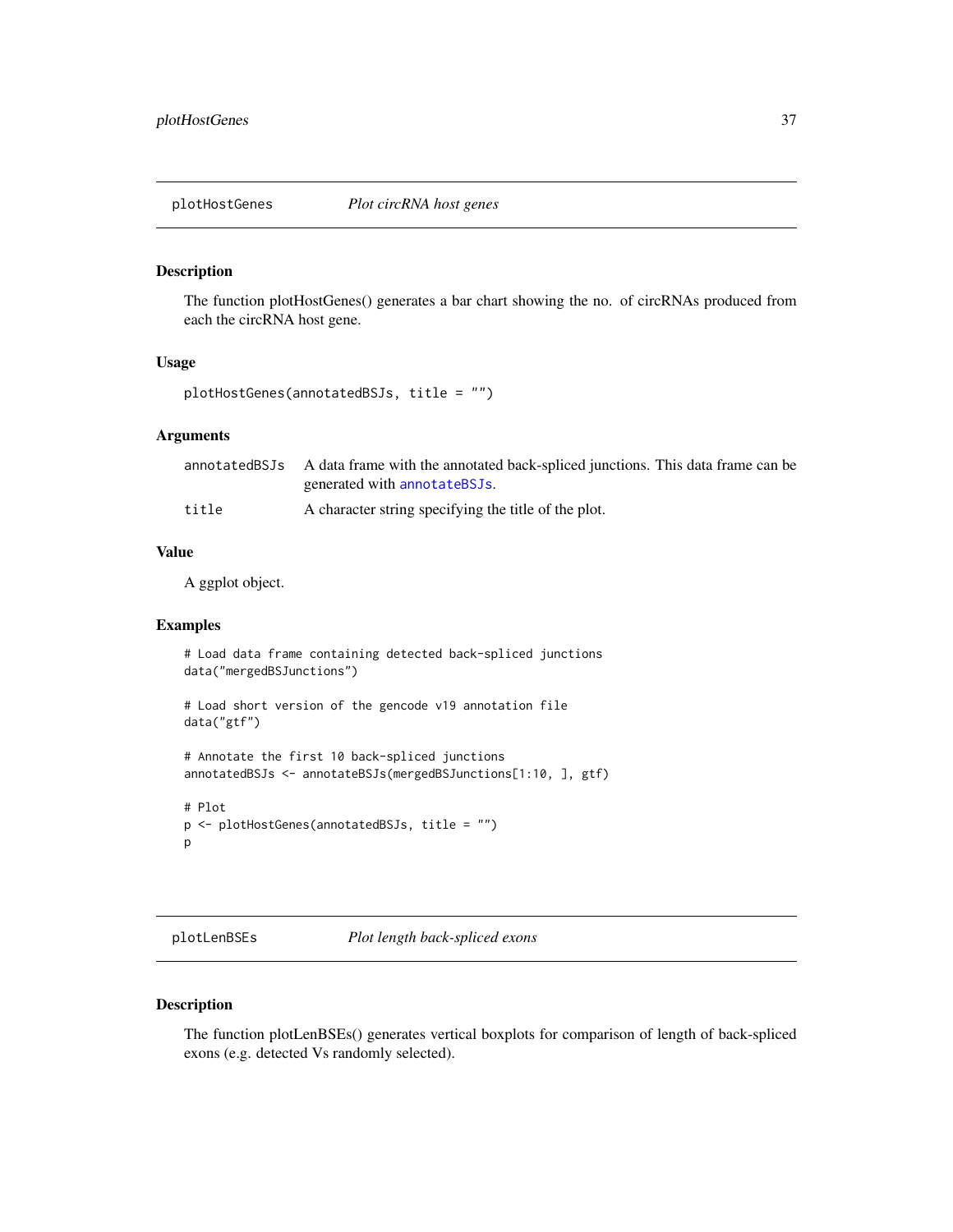## plotHostGenes *Plot circRNA host genes*

### Description

The function plotHostGenes() generates a bar chart showing the no. of circRNAs produced from each the circRNA host gene.

### Usage

```
plotHostGenes(annotatedBSJs, title = "")
```

### Arguments

| | |
|---|---|
| annotatedBSJs | A data frame with the annotated back-spliced junctions. This data frame can be generated with annotateBSJs. |
| title | A character string specifying the title of the plot. |

### Value

A ggplot object.

### Examples

```
# Load data frame containing detected back-spliced junctions
data("mergedBSJunctions")

# Load short version of the gencode v19 annotation file
data("gtf")

# Annotate the first 10 back-spliced junctions
annotatedBSJs <- annotateBSJs(mergedBSJunctions[1:10, ], gtf)

# Plot
p <- plotHostGenes(annotatedBSJs, title = "")
p
```

## plotLenBSEs *Plot length back-spliced exons*

### Description

The function plotLenBSEs() generates vertical boxplots for comparison of length of back-spliced exons (e.g. detected Vs randomly selected).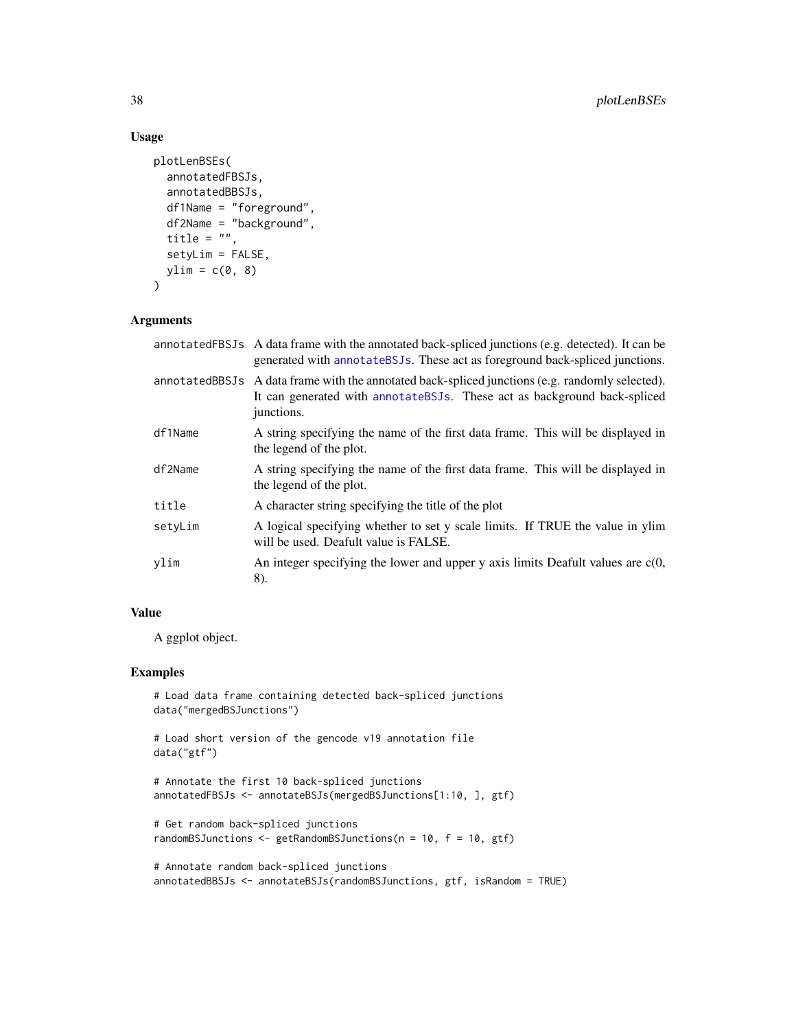## Usage

```
plotLenBSEs(
  annotatedFBSJs,
  annotatedBBSJs,
  df1Name = "foreground",
  df2Name = "background",
  title = "",
  setyLim = FALSE,
  ylim = c(0, 8)
)
```

## Arguments

| | |
|---|---|
| annotatedFBSJs | A data frame with the annotated back-spliced junctions (e.g. detected). It can be generated with annotateBSJs. These act as foreground back-spliced junctions. |
| annotatedBBSJs | A data frame with the annotated back-spliced junctions (e.g. randomly selected). It can generated with annotateBSJs. These act as background back-spliced junctions. |
| df1Name | A string specifying the name of the first data frame. This will be displayed in the legend of the plot. |
| df2Name | A string specifying the name of the first data frame. This will be displayed in the legend of the plot. |
| title | A character string specifying the title of the plot |
| setyLim | A logical specifying whether to set y scale limits. If TRUE the value in ylim will be used. Deafult value is FALSE. |
| ylim | An integer specifying the lower and upper y axis limits Deafult values are c(0, 8). |

## Value

A ggplot object.

## Examples

```
# Load data frame containing detected back-spliced junctions
data("mergedBSJunctions")

# Load short version of the gencode v19 annotation file
data("gtf")

# Annotate the first 10 back-spliced junctions
annotatedFBSJs <- annotateBSJs(mergedBSJunctions[1:10, ], gtf)

# Get random back-spliced junctions
randomBSJunctions <- getRandomBSJunctions(n = 10, f = 10, gtf)

# Annotate random back-spliced junctions
annotatedBBSJs <- annotateBSJs(randomBSJunctions, gtf, isRandom = TRUE)
```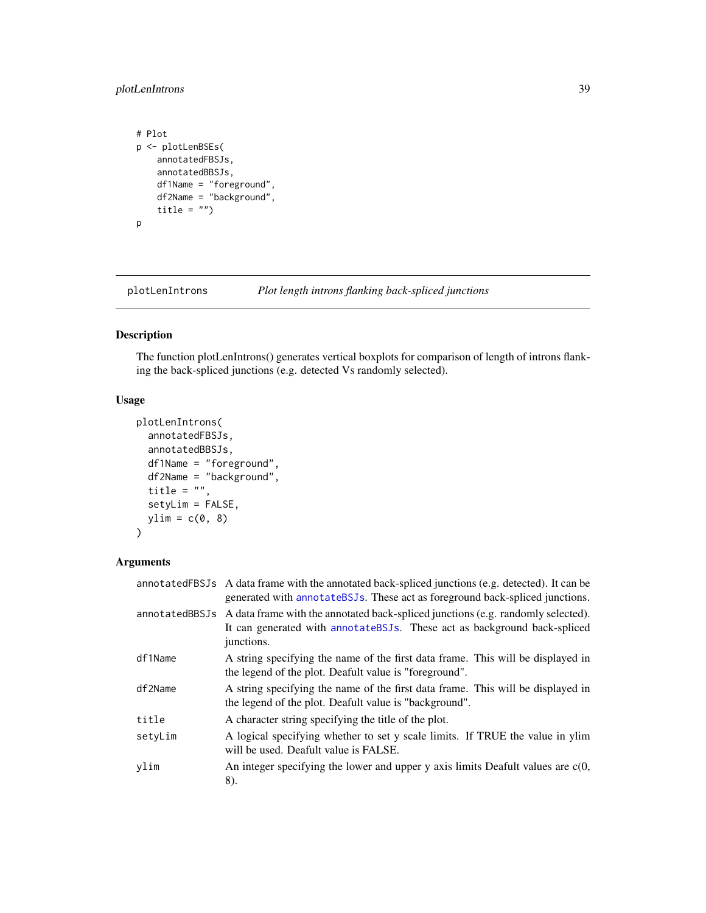```
# Plot
p <- plotLenBSEs(
    annotatedFBSJs,
    annotatedBBSJs,
    df1Name = "foreground",
    df2Name = "background",
    title = "")
p
```

## plotLenIntrons — *Plot length introns flanking back-spliced junctions*

### Description

The function plotLenIntrons() generates vertical boxplots for comparison of length of introns flanking the back-spliced junctions (e.g. detected Vs randomly selected).

### Usage

```
plotLenIntrons(
  annotatedFBSJs,
  annotatedBBSJs,
  df1Name = "foreground",
  df2Name = "background",
  title = "",
  setyLim = FALSE,
  ylim = c(0, 8)
)
```

### Arguments

| | |
|---|---|
| annotatedFBSJs | A data frame with the annotated back-spliced junctions (e.g. detected). It can be generated with annotateBSJs. These act as foreground back-spliced junctions. |
| annotatedBBSJs | A data frame with the annotated back-spliced junctions (e.g. randomly selected). It can generated with annotateBSJs. These act as background back-spliced junctions. |
| df1Name | A string specifying the name of the first data frame. This will be displayed in the legend of the plot. Deafult value is "foreground". |
| df2Name | A string specifying the name of the first data frame. This will be displayed in the legend of the plot. Deafult value is "background". |
| title | A character string specifying the title of the plot. |
| setyLim | A logical specifying whether to set y scale limits. If TRUE the value in ylim will be used. Deafult value is FALSE. |
| ylim | An integer specifying the lower and upper y axis limits Deafult values are c(0, 8). |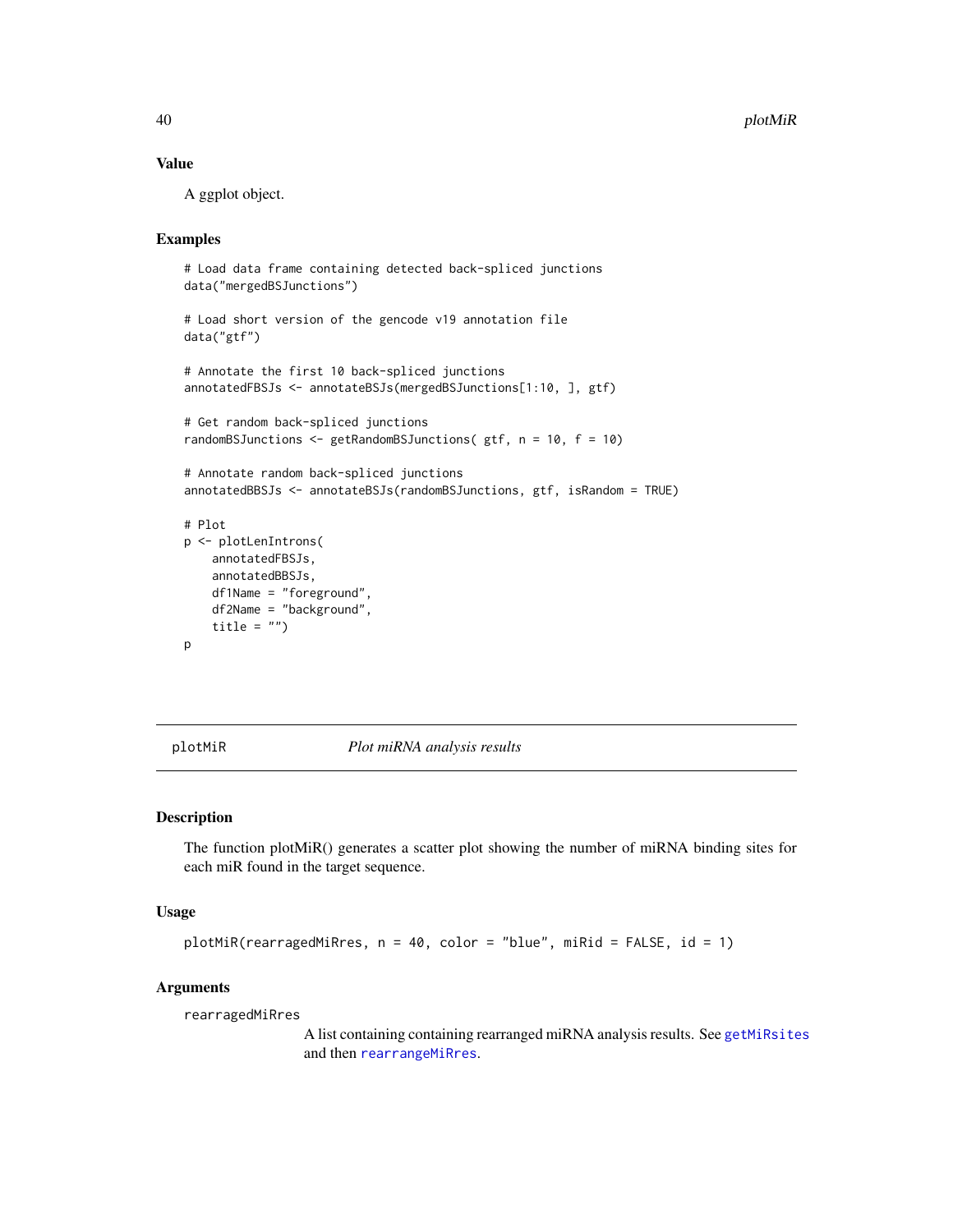### Value

A ggplot object.

### Examples

```
# Load data frame containing detected back-spliced junctions
data("mergedBSJunctions")

# Load short version of the gencode v19 annotation file
data("gtf")

# Annotate the first 10 back-spliced junctions
annotatedFBSJs <- annotateBSJs(mergedBSJunctions[1:10, ], gtf)

# Get random back-spliced junctions
randomBSJunctions <- getRandomBSJunctions( gtf, n = 10, f = 10)

# Annotate random back-spliced junctions
annotatedBBSJs <- annotateBSJs(randomBSJunctions, gtf, isRandom = TRUE)

# Plot
p <- plotLenIntrons(
    annotatedFBSJs,
    annotatedBBSJs,
    df1Name = "foreground",
    df2Name = "background",
    title = "")
p
```

---

## plotMiR — *Plot miRNA analysis results*

### Description

The function plotMiR() generates a scatter plot showing the number of miRNA binding sites for each miR found in the target sequence.

### Usage

```
plotMiR(rearragedMiRres, n = 40, color = "blue", miRid = FALSE, id = 1)
```

### Arguments

rearragedMiRres
: A list containing containing rearranged miRNA analysis results. See `getMiRsites` and then `rearrangeMiRres`.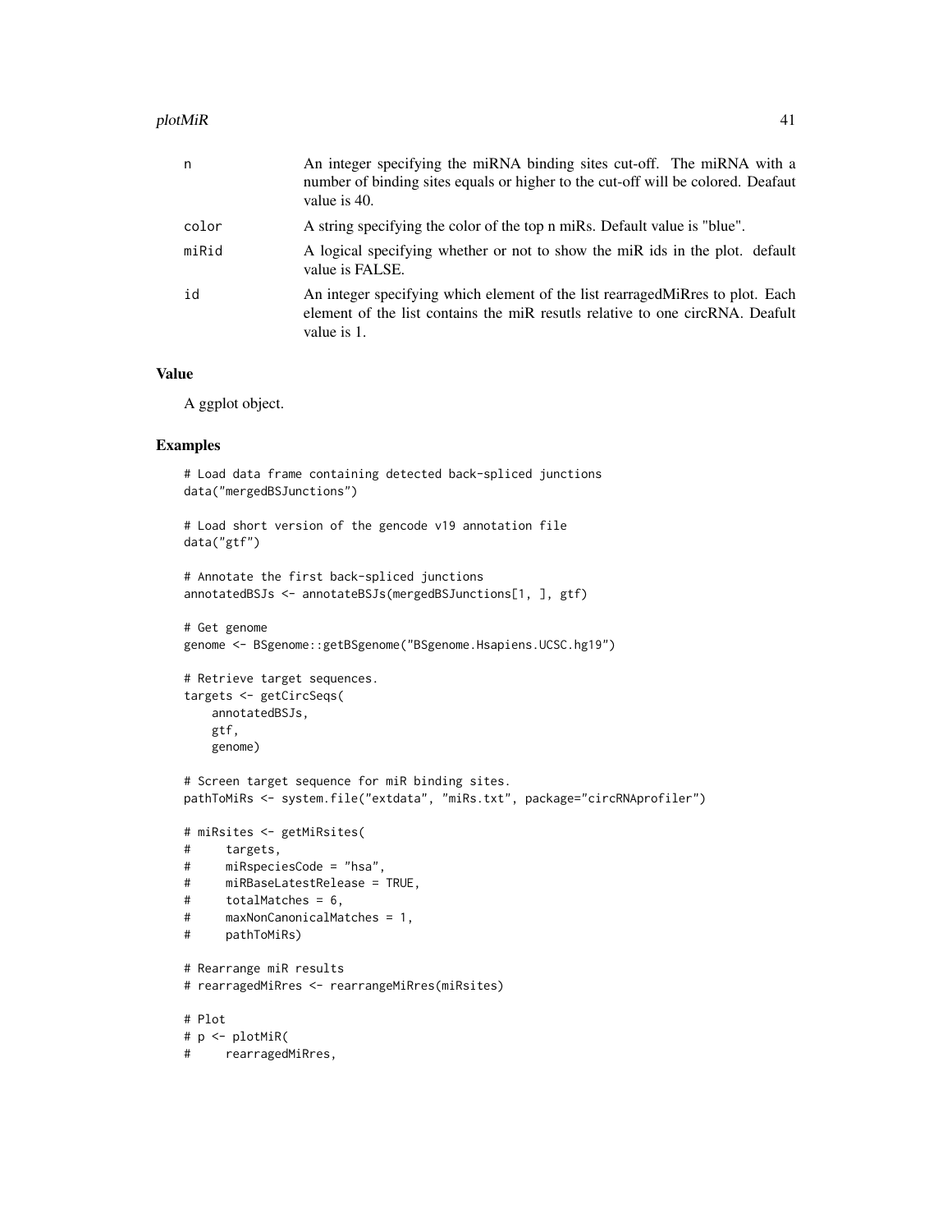| | |
|---|---|
| n | An integer specifying the miRNA binding sites cut-off. The miRNA with a number of binding sites equals or higher to the cut-off will be colored. Deafaut value is 40. |
| color | A string specifying the color of the top n miRs. Default value is "blue". |
| miRid | A logical specifying whether or not to show the miR ids in the plot. default value is FALSE. |
| id | An integer specifying which element of the list rearragedMiRres to plot. Each element of the list contains the miR resutls relative to one circRNA. Deafult value is 1. |

### Value

A ggplot object.

### Examples

```
# Load data frame containing detected back-spliced junctions
data("mergedBSJunctions")

# Load short version of the gencode v19 annotation file
data("gtf")

# Annotate the first back-spliced junctions
annotatedBSJs <- annotateBSJs(mergedBSJunctions[1, ], gtf)

# Get genome
genome <- BSgenome::getBSgenome("BSgenome.Hsapiens.UCSC.hg19")

# Retrieve target sequences.
targets <- getCircSeqs(
    annotatedBSJs,
    gtf,
    genome)

# Screen target sequence for miR binding sites.
pathToMiRs <- system.file("extdata", "miRs.txt", package="circRNAprofiler")

# miRsites <- getMiRsites(
#     targets,
#     miRspeciesCode = "hsa",
#     miRBaseLatestRelease = TRUE,
#     totalMatches = 6,
#     maxNonCanonicalMatches = 1,
#     pathToMiRs)

# Rearrange miR results
# rearragedMiRres <- rearrangeMiRres(miRsites)

# Plot
# p <- plotMiR(
#     rearragedMiRres,
```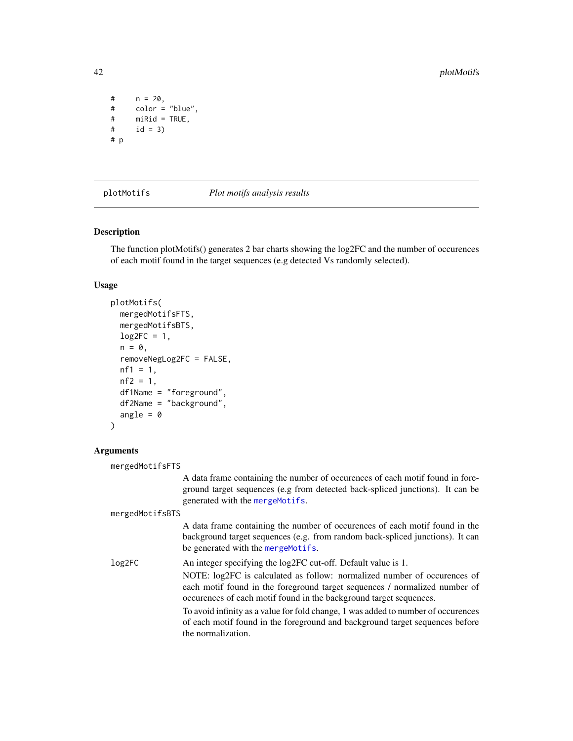```
#     n = 20,
#     color = "blue",
#     miRid = TRUE,
#     id = 3)
# p
```

## plotMotifs *Plot motifs analysis results*

### Description

The function plotMotifs() generates 2 bar charts showing the log2FC and the number of occurences of each motif found in the target sequences (e.g detected Vs randomly selected).

### Usage

```
plotMotifs(
  mergedMotifsFTS,
  mergedMotifsBTS,
  log2FC = 1,
  n = 0,
  removeNegLog2FC = FALSE,
  nf1 = 1,
  nf2 = 1,
  df1Name = "foreground",
  df2Name = "background",
  angle = 0
)
```

### Arguments

`mergedMotifsFTS`
: A data frame containing the number of occurences of each motif found in foreground target sequences (e.g from detected back-spliced junctions). It can be generated with the `mergeMotifs`.

`mergedMotifsBTS`
: A data frame containing the number of occurences of each motif found in the background target sequences (e.g. from random back-spliced junctions). It can be generated with the `mergeMotifs`.

`log2FC`
: An integer specifying the log2FC cut-off. Default value is 1.

  NOTE: log2FC is calculated as follow: normalized number of occurences of each motif found in the foreground target sequences / normalized number of occurences of each motif found in the background target sequences.

  To avoid infinity as a value for fold change, 1 was added to number of occurences of each motif found in the foreground and background target sequences before the normalization.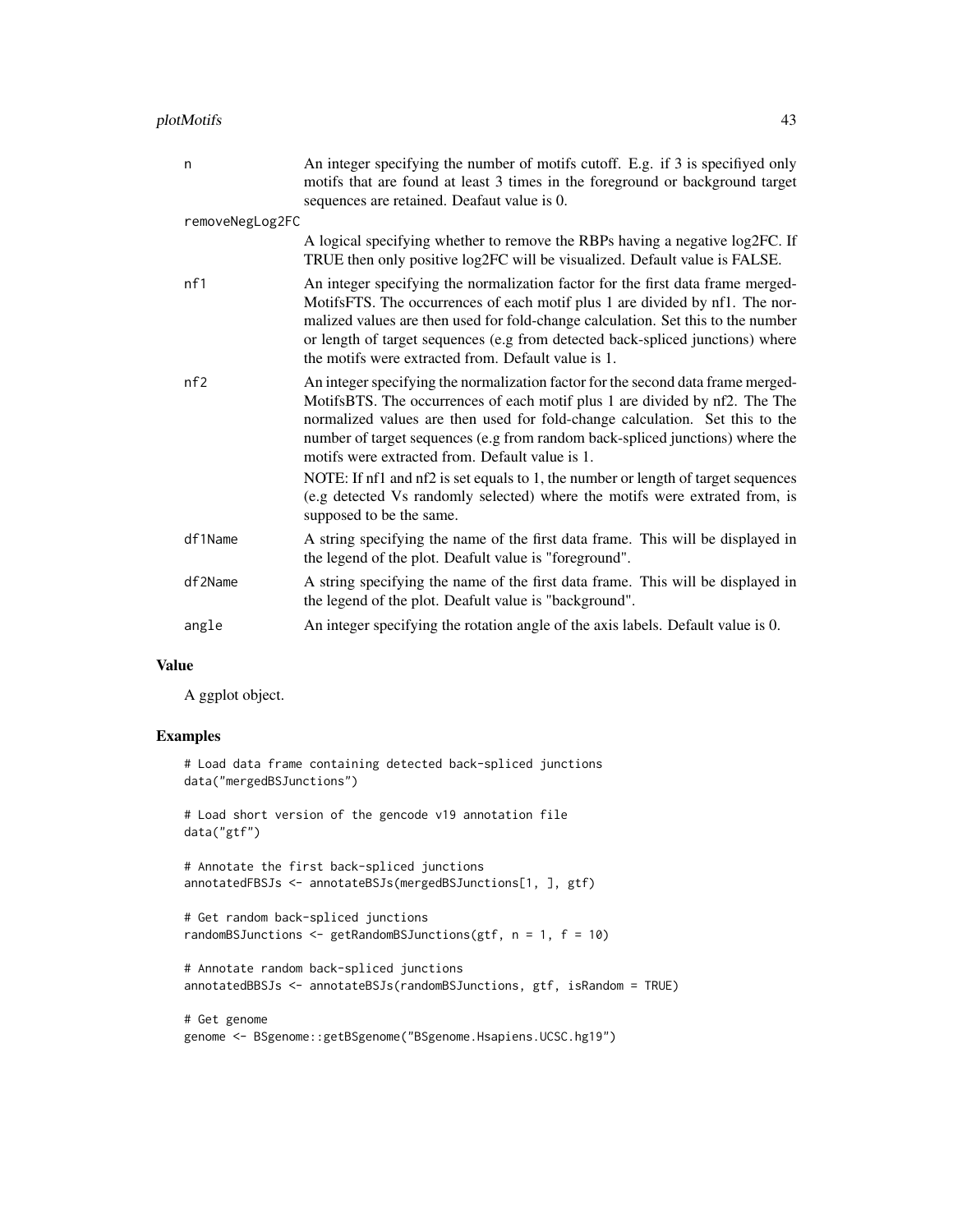| | |
|---|---|
| n | An integer specifying the number of motifs cutoff. E.g. if 3 is specifiyed only motifs that are found at least 3 times in the foreground or background target sequences are retained. Deafaut value is 0. |
| removeNegLog2FC | A logical specifying whether to remove the RBPs having a negative log2FC. If TRUE then only positive log2FC will be visualized. Default value is FALSE. |
| nf1 | An integer specifying the normalization factor for the first data frame mergedMotifsFTS. The occurrences of each motif plus 1 are divided by nf1. The normalized values are then used for fold-change calculation. Set this to the number or length of target sequences (e.g from detected back-spliced junctions) where the motifs were extracted from. Default value is 1. |
| nf2 | An integer specifying the normalization factor for the second data frame mergedMotifsBTS. The occurrences of each motif plus 1 are divided by nf2. The The normalized values are then used for fold-change calculation. Set this to the number of target sequences (e.g from random back-spliced junctions) where the motifs were extracted from. Default value is 1.<br><br>NOTE: If nf1 and nf2 is set equals to 1, the number or length of target sequences (e.g detected Vs randomly selected) where the motifs were extrated from, is supposed to be the same. |
| df1Name | A string specifying the name of the first data frame. This will be displayed in the legend of the plot. Deafult value is "foreground". |
| df2Name | A string specifying the name of the first data frame. This will be displayed in the legend of the plot. Deafult value is "background". |
| angle | An integer specifying the rotation angle of the axis labels. Default value is 0. |

## Value

A ggplot object.

## Examples

```
# Load data frame containing detected back-spliced junctions
data("mergedBSJunctions")

# Load short version of the gencode v19 annotation file
data("gtf")

# Annotate the first back-spliced junctions
annotatedFBSJs <- annotateBSJs(mergedBSJunctions[1, ], gtf)

# Get random back-spliced junctions
randomBSJunctions <- getRandomBSJunctions(gtf, n = 1, f = 10)

# Annotate random back-spliced junctions
annotatedBBSJs <- annotateBSJs(randomBSJunctions, gtf, isRandom = TRUE)

# Get genome
genome <- BSgenome::getBSgenome("BSgenome.Hsapiens.UCSC.hg19")
```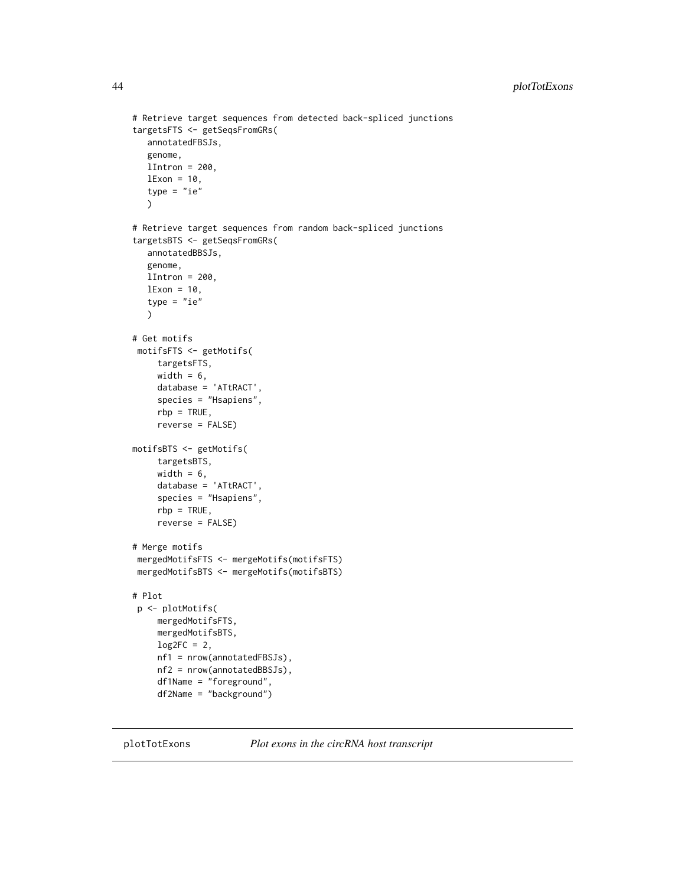```
# Retrieve target sequences from detected back-spliced junctions
targetsFTS <- getSeqsFromGRs(
   annotatedFBSJs,
   genome,
   lIntron = 200,
   lExon = 10,
   type = "ie"
   )

# Retrieve target sequences from random back-spliced junctions
targetsBTS <- getSeqsFromGRs(
   annotatedBBSJs,
   genome,
   lIntron = 200,
   lExon = 10,
   type = "ie"
   )

# Get motifs
 motifsFTS <- getMotifs(
     targetsFTS,
     width = 6,
     database = 'ATtRACT',
     species = "Hsapiens",
     rbp = TRUE,
     reverse = FALSE)

motifsBTS <- getMotifs(
     targetsBTS,
     width = 6,
     database = 'ATtRACT',
     species = "Hsapiens",
     rbp = TRUE,
     reverse = FALSE)

# Merge motifs
 mergedMotifsFTS <- mergeMotifs(motifsFTS)
 mergedMotifsBTS <- mergeMotifs(motifsBTS)

# Plot
 p <- plotMotifs(
     mergedMotifsFTS,
     mergedMotifsBTS,
     log2FC = 2,
     nf1 = nrow(annotatedFBSJs),
     nf2 = nrow(annotatedBBSJs),
     df1Name = "foreground",
     df2Name = "background")
```

---

## plotTotExons *Plot exons in the circRNA host transcript*

---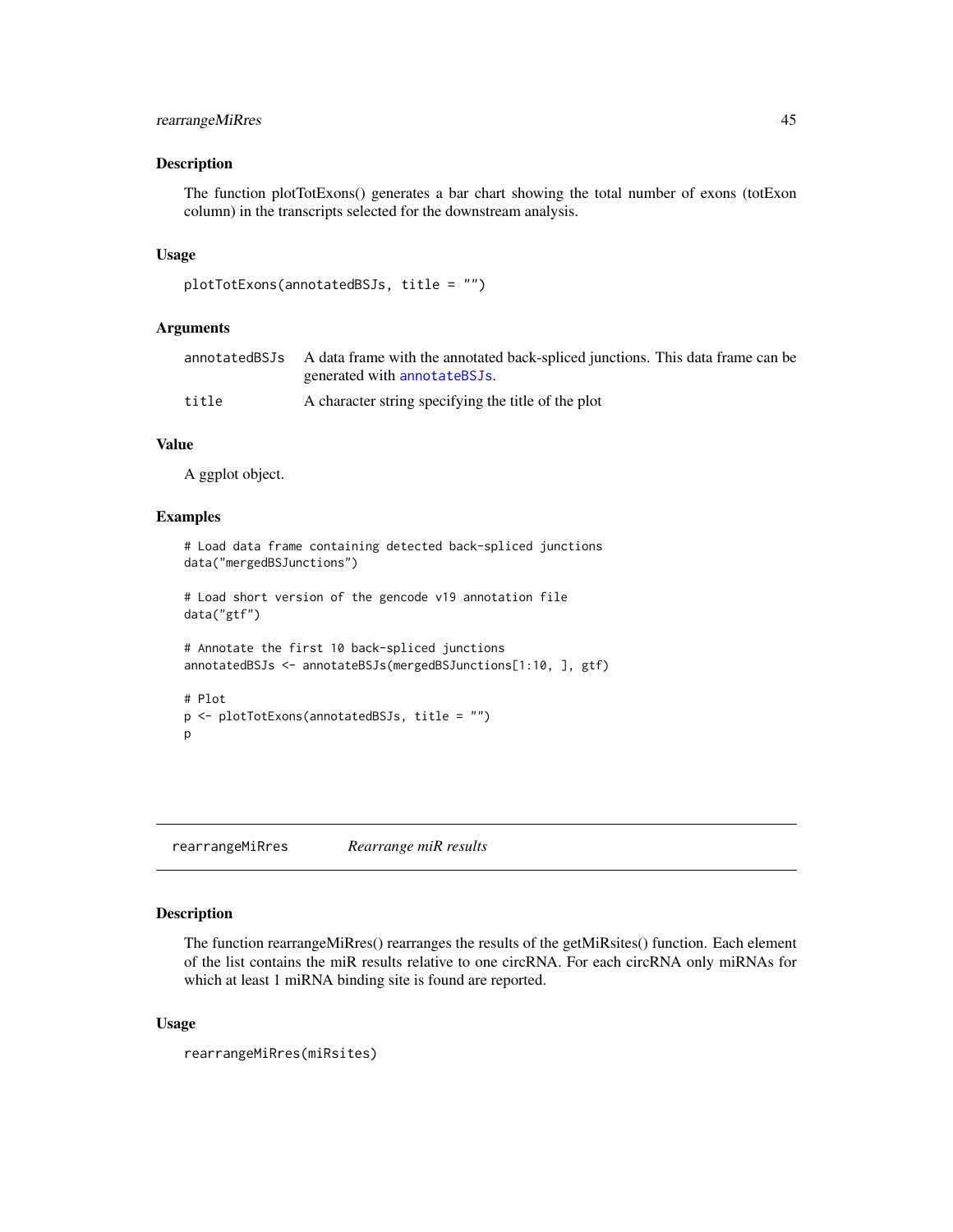### Description

The function plotTotExons() generates a bar chart showing the total number of exons (totExon column) in the transcripts selected for the downstream analysis.

### Usage

```
plotTotExons(annotatedBSJs, title = "")
```

### Arguments

| | |
|---|---|
| annotatedBSJs | A data frame with the annotated back-spliced junctions. This data frame can be generated with annotateBSJs. |
| title | A character string specifying the title of the plot |

### Value

A ggplot object.

### Examples

```
# Load data frame containing detected back-spliced junctions
data("mergedBSJunctions")

# Load short version of the gencode v19 annotation file
data("gtf")

# Annotate the first 10 back-spliced junctions
annotatedBSJs <- annotateBSJs(mergedBSJunctions[1:10, ], gtf)

# Plot
p <- plotTotExons(annotatedBSJs, title = "")
p
```

---

## rearrangeMiRres *Rearrange miR results*

### Description

The function rearrangeMiRres() rearranges the results of the getMiRsites() function. Each element of the list contains the miR results relative to one circRNA. For each circRNA only miRNAs for which at least 1 miRNA binding site is found are reported.

### Usage

```
rearrangeMiRres(miRsites)
```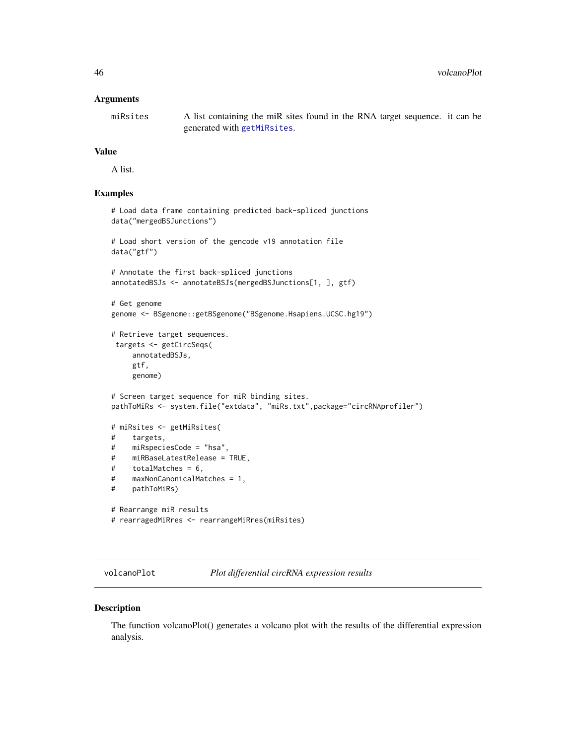### Arguments

| | |
|---|---|
| miRsites | A list containing the miR sites found in the RNA target sequence. it can be generated with getMiRsites. |

### Value

A list.

### Examples

```
# Load data frame containing predicted back-spliced junctions
data("mergedBSJunctions")

# Load short version of the gencode v19 annotation file
data("gtf")

# Annotate the first back-spliced junctions
annotatedBSJs <- annotateBSJs(mergedBSJunctions[1, ], gtf)

# Get genome
genome <- BSgenome::getBSgenome("BSgenome.Hsapiens.UCSC.hg19")

# Retrieve target sequences.
 targets <- getCircSeqs(
     annotatedBSJs,
     gtf,
     genome)

# Screen target sequence for miR binding sites.
pathToMiRs <- system.file("extdata", "miRs.txt",package="circRNAprofiler")

# miRsites <- getMiRsites(
#    targets,
#    miRspeciesCode = "hsa",
#    miRBaseLatestRelease = TRUE,
#    totalMatches = 6,
#    maxNonCanonicalMatches = 1,
#    pathToMiRs)

# Rearrange miR results
# rearragedMiRres <- rearrangeMiRres(miRsites)
```

---

## volcanoPlot *Plot differential circRNA expression results*

---

### Description

The function volcanoPlot() generates a volcano plot with the results of the differential expression analysis.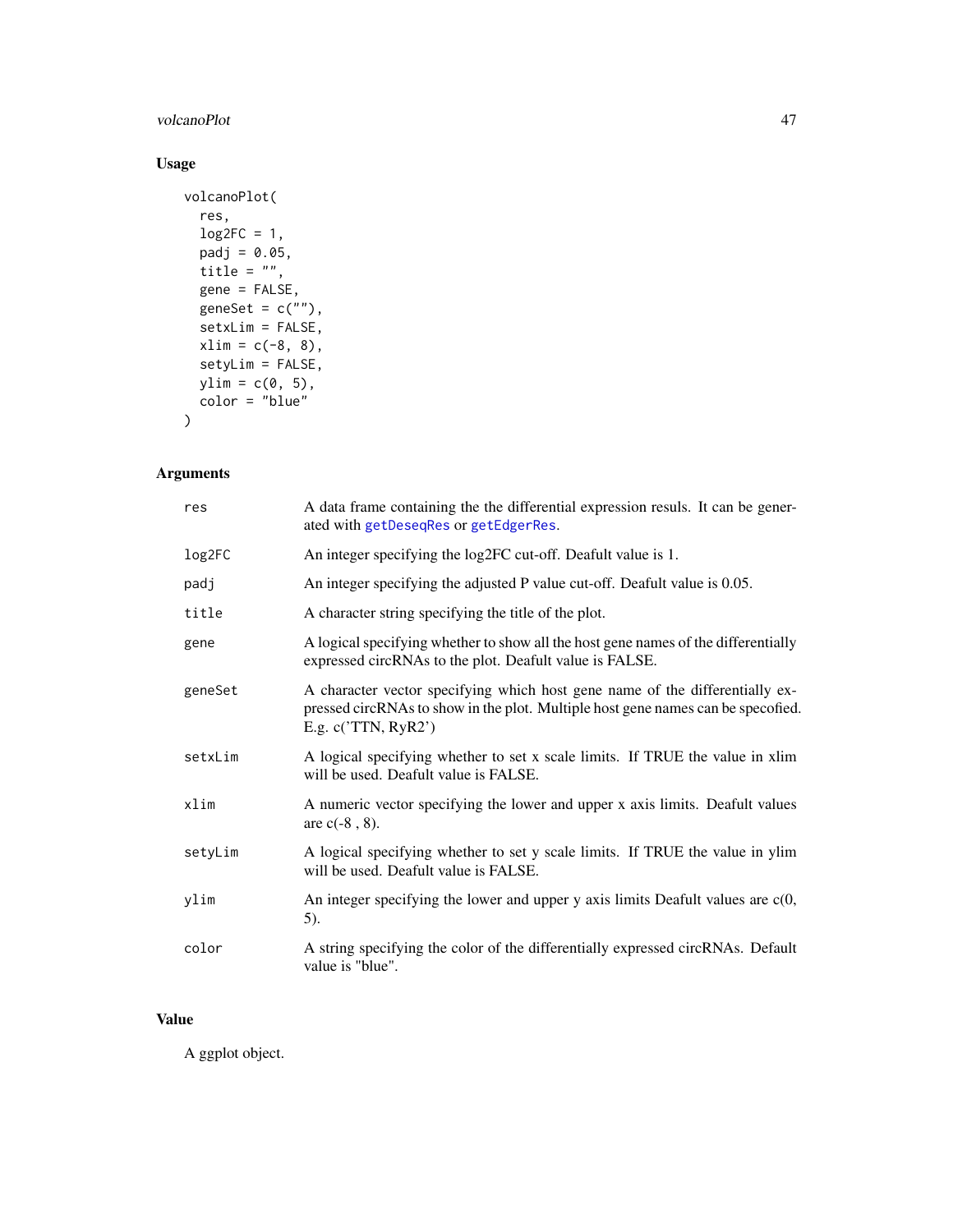## Usage

```
volcanoPlot(
  res,
  log2FC = 1,
  padj = 0.05,
  title = "",
  gene = FALSE,
  geneSet = c(""),
  setxLim = FALSE,
  xlim = c(-8, 8),
  setyLim = FALSE,
  ylim = c(0, 5),
  color = "blue"
)
```

## Arguments

| | |
|---|---|
| res | A data frame containing the the differential expression resuls. It can be generated with getDeseqRes or getEdgerRes. |
| log2FC | An integer specifying the log2FC cut-off. Deafult value is 1. |
| padj | An integer specifying the adjusted P value cut-off. Deafult value is 0.05. |
| title | A character string specifying the title of the plot. |
| gene | A logical specifying whether to show all the host gene names of the differentially expressed circRNAs to the plot. Deafult value is FALSE. |
| geneSet | A character vector specifying which host gene name of the differentially expressed circRNAs to show in the plot. Multiple host gene names can be specofied. E.g. c('TTN, RyR2') |
| setxLim | A logical specifying whether to set x scale limits. If TRUE the value in xlim will be used. Deafult value is FALSE. |
| xlim | A numeric vector specifying the lower and upper x axis limits. Deafult values are c(-8 , 8). |
| setyLim | A logical specifying whether to set y scale limits. If TRUE the value in ylim will be used. Deafult value is FALSE. |
| ylim | An integer specifying the lower and upper y axis limits Deafult values are c(0, 5). |
| color | A string specifying the color of the differentially expressed circRNAs. Default value is "blue". |

## Value

A ggplot object.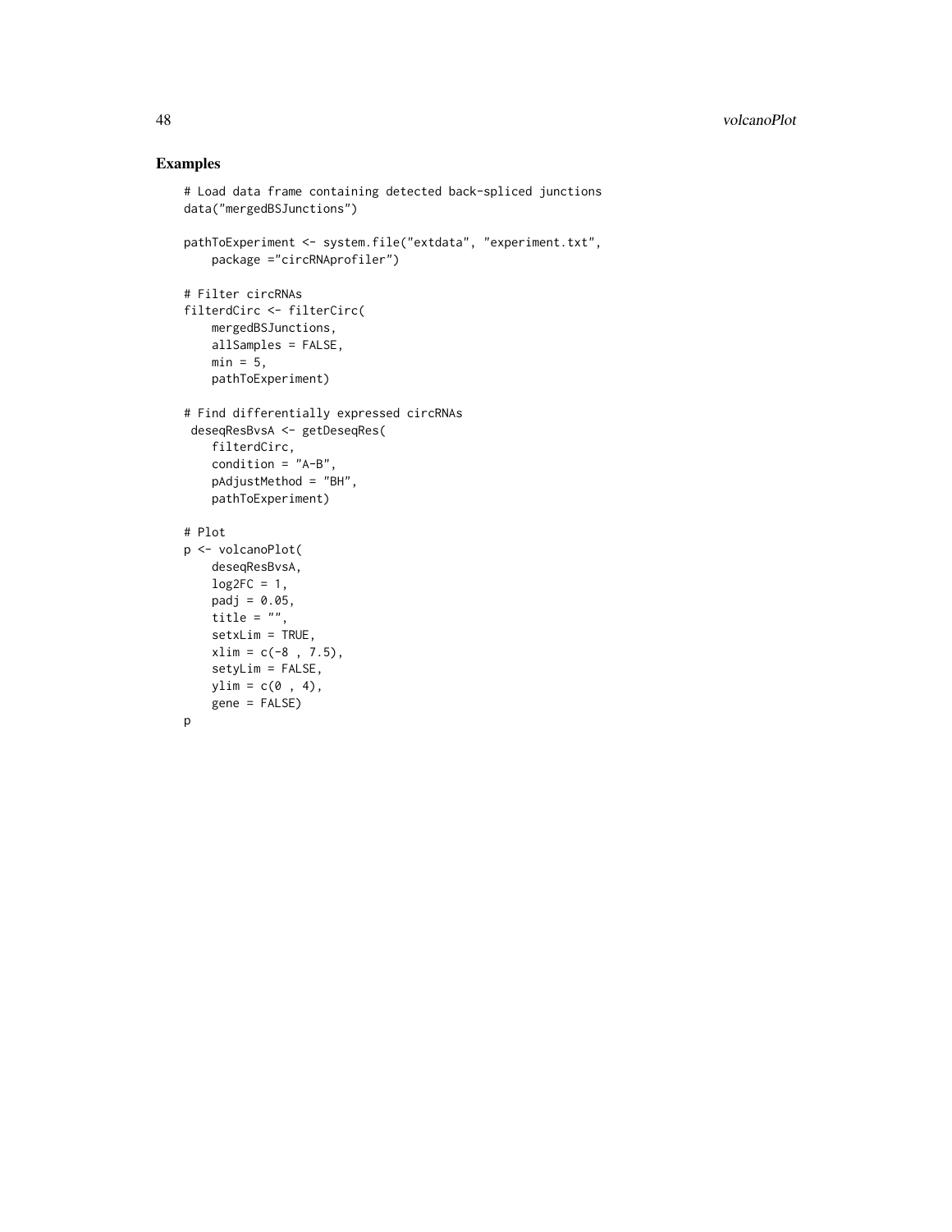## Examples

```
# Load data frame containing detected back-spliced junctions
data("mergedBSJunctions")

pathToExperiment <- system.file("extdata", "experiment.txt",
    package ="circRNAprofiler")

# Filter circRNAs
filterdCirc <- filterCirc(
    mergedBSJunctions,
    allSamples = FALSE,
    min = 5,
    pathToExperiment)

# Find differentially expressed circRNAs
 deseqResBvsA <- getDeseqRes(
    filterdCirc,
    condition = "A-B",
    pAdjustMethod = "BH",
    pathToExperiment)

# Plot
p <- volcanoPlot(
    deseqResBvsA,
    log2FC = 1,
    padj = 0.05,
    title = "",
    setxLim = TRUE,
    xlim = c(-8 , 7.5),
    setyLim = FALSE,
    ylim = c(0 , 4),
    gene = FALSE)
p
```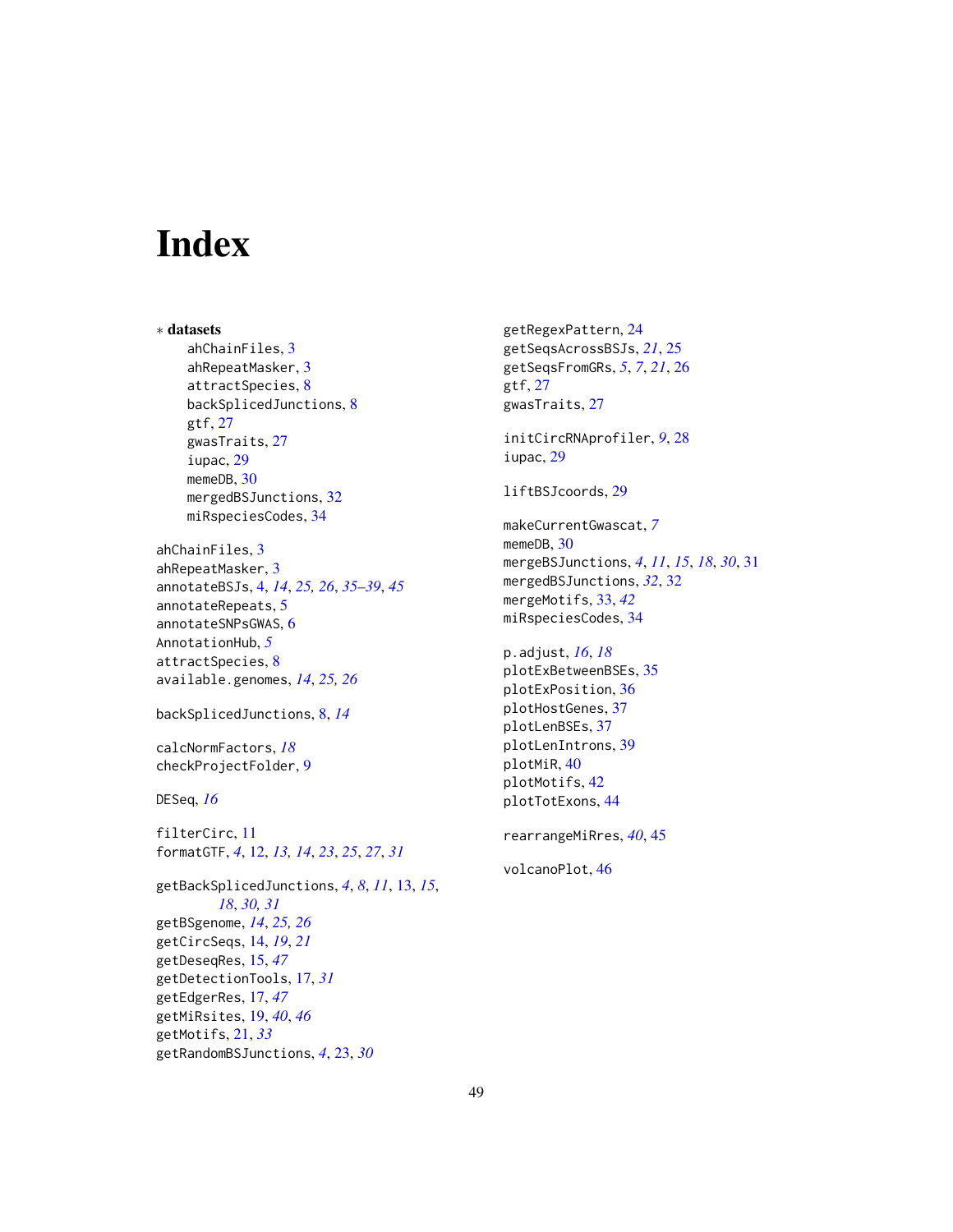# Index

∗ **datasets**

ahChainFiles, 3
ahRepeatMasker, 3
attractSpecies, 8
backSplicedJunctions, 8
gtf, 27
gwasTraits, 27
iupac, 29
memeDB, 30
mergedBSJunctions, 32
miRspeciesCodes, 34

ahChainFiles, 3
ahRepeatMasker, 3
annotateBSJs, 4, *14*, *25, 26*, *35–39*, *45*
annotateRepeats, 5
annotateSNPsGWAS, 6
AnnotationHub, *5*
attractSpecies, 8
available.genomes, *14*, *25, 26*

backSplicedJunctions, 8, *14*

calcNormFactors, *18*
checkProjectFolder, 9

DESeq, *16*

filterCirc, 11
formatGTF, *4*, 12, *13, 14*, *23*, *25*, *27*, *31*

getBackSplicedJunctions, *4*, *8*, *11*, 13, *15*, *18*, *30, 31*
getBSgenome, *14*, *25, 26*
getCircSeqs, 14, *19*, *21*
getDeseqRes, 15, *47*
getDetectionTools, 17, *31*
getEdgerRes, 17, *47*
getMiRsites, 19, *40*, *46*
getMotifs, 21, *33*
getRandomBSJunctions, *4*, 23, *30*
getRegexPattern, 24
getSeqsAcrossBSJs, *21*, 25
getSeqsFromGRs, *5*, *7*, *21*, 26
gtf, 27
gwasTraits, 27

initCircRNAprofiler, *9*, 28
iupac, 29

liftBSJcoords, 29

makeCurrentGwascat, *7*
memeDB, 30
mergeBSJunctions, *4*, *11*, *15*, *18*, *30*, 31
mergedBSJunctions, *32*, 32
mergeMotifs, 33, *42*
miRspeciesCodes, 34

p.adjust, *16*, *18*
plotExBetweenBSEs, 35
plotExPosition, 36
plotHostGenes, 37
plotLenBSEs, 37
plotLenIntrons, 39
plotMiR, 40
plotMotifs, 42
plotTotExons, 44

rearrangeMiRes, *40*, 45

volcanoPlot, 46